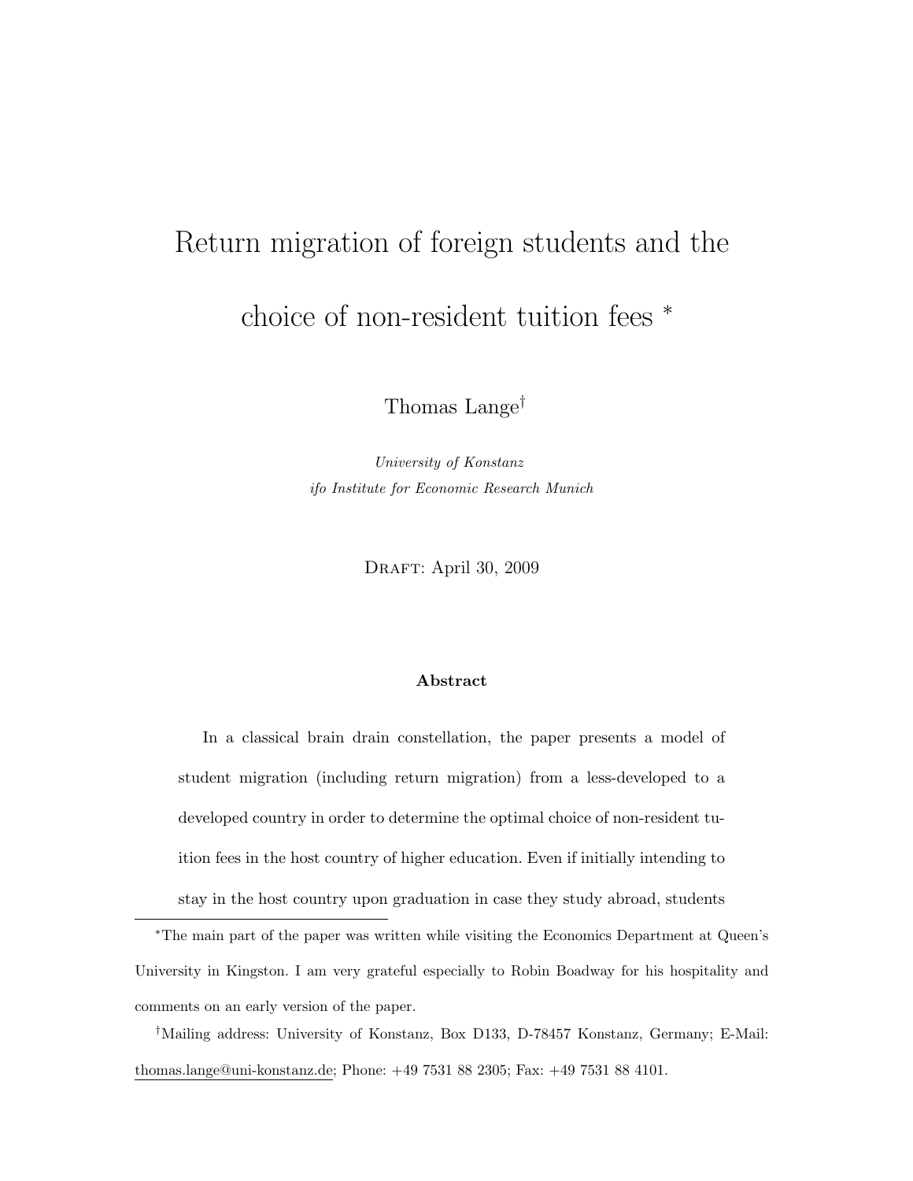# Return migration of foreign students and the choice of non-resident tuition fees *

Thomas Lange†

*University of Konstanz*
*ifo Institute for Economic Research Munich*

Draft: April 30, 2009

**Abstract**

In a classical brain drain constellation, the paper presents a model of student migration (including return migration) from a less-developed to a developed country in order to determine the optimal choice of non-resident tuition fees in the host country of higher education. Even if initially intending to stay in the host country upon graduation in case they study abroad, students

---

*The main part of the paper was written while visiting the Economics Department at Queen's University in Kingston. I am very grateful especially to Robin Boadway for his hospitality and comments on an early version of the paper.

†Mailing address: University of Konstanz, Box D133, D-78457 Konstanz, Germany; E-Mail: thomas.lange@uni-konstanz.de; Phone: +49 7531 88 2305; Fax: +49 7531 88 4101.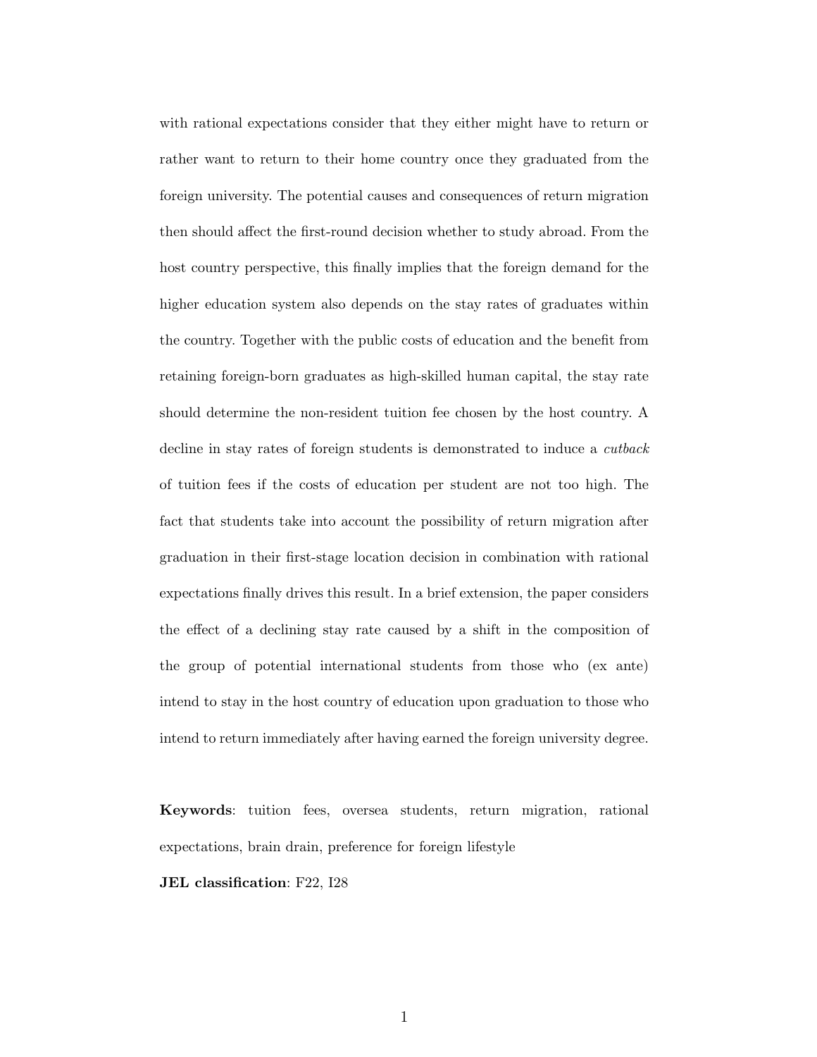with rational expectations consider that they either might have to return or rather want to return to their home country once they graduated from the foreign university. The potential causes and consequences of return migration then should affect the first-round decision whether to study abroad. From the host country perspective, this finally implies that the foreign demand for the higher education system also depends on the stay rates of graduates within the country. Together with the public costs of education and the benefit from retaining foreign-born graduates as high-skilled human capital, the stay rate should determine the non-resident tuition fee chosen by the host country. A decline in stay rates of foreign students is demonstrated to induce a *cutback* of tuition fees if the costs of education per student are not too high. The fact that students take into account the possibility of return migration after graduation in their first-stage location decision in combination with rational expectations finally drives this result. In a brief extension, the paper considers the effect of a declining stay rate caused by a shift in the composition of the group of potential international students from those who (ex ante) intend to stay in the host country of education upon graduation to those who intend to return immediately after having earned the foreign university degree.

**Keywords**: tuition fees, oversea students, return migration, rational expectations, brain drain, preference for foreign lifestyle

**JEL classification**: F22, I28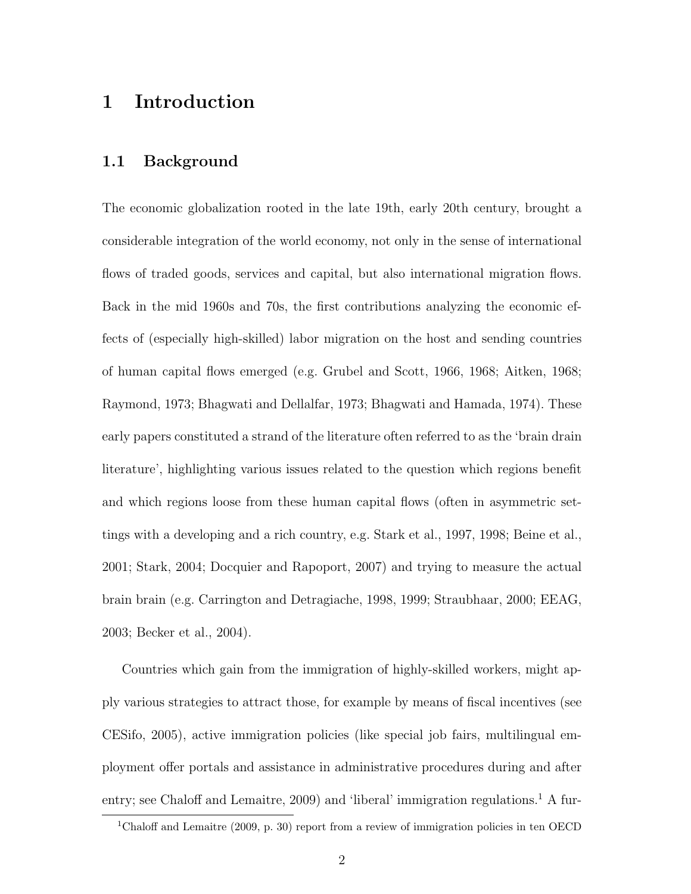# 1 Introduction

## 1.1 Background

The economic globalization rooted in the late 19th, early 20th century, brought a considerable integration of the world economy, not only in the sense of international flows of traded goods, services and capital, but also international migration flows. Back in the mid 1960s and 70s, the first contributions analyzing the economic effects of (especially high-skilled) labor migration on the host and sending countries of human capital flows emerged (e.g. Grubel and Scott, 1966, 1968; Aitken, 1968; Raymond, 1973; Bhagwati and Dellalfar, 1973; Bhagwati and Hamada, 1974). These early papers constituted a strand of the literature often referred to as the 'brain drain literature', highlighting various issues related to the question which regions benefit and which regions loose from these human capital flows (often in asymmetric settings with a developing and a rich country, e.g. Stark et al., 1997, 1998; Beine et al., 2001; Stark, 2004; Docquier and Rapoport, 2007) and trying to measure the actual brain brain (e.g. Carrington and Detragiache, 1998, 1999; Straubhaar, 2000; EEAG, 2003; Becker et al., 2004).

Countries which gain from the immigration of highly-skilled workers, might apply various strategies to attract those, for example by means of fiscal incentives (see CESifo, 2005), active immigration policies (like special job fairs, multilingual employment offer portals and assistance in administrative procedures during and after entry; see Chaloff and Lemaitre, 2009) and 'liberal' immigration regulations.[1] A fur-

[1] Chaloff and Lemaitre (2009, p. 30) report from a review of immigration policies in ten OECD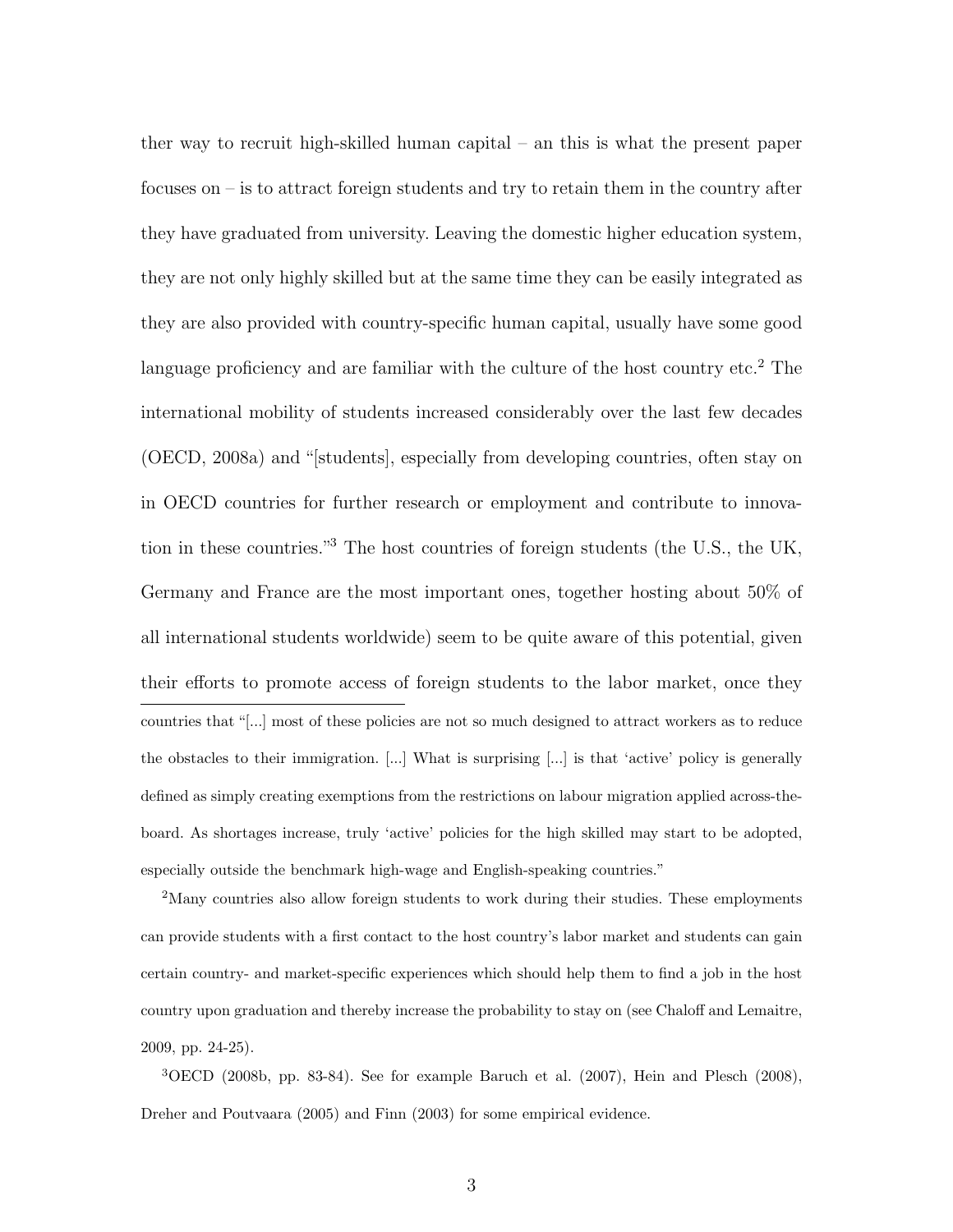ther way to recruit high-skilled human capital – an this is what the present paper focuses on – is to attract foreign students and try to retain them in the country after they have graduated from university. Leaving the domestic higher education system, they are not only highly skilled but at the same time they can be easily integrated as they are also provided with country-specific human capital, usually have some good language proficiency and are familiar with the culture of the host country etc.[2] The international mobility of students increased considerably over the last few decades (OECD, 2008a) and "[students], especially from developing countries, often stay on in OECD countries for further research or employment and contribute to innovation in these countries."[3] The host countries of foreign students (the U.S., the UK, Germany and France are the most important ones, together hosting about 50% of all international students worldwide) seem to be quite aware of this potential, given their efforts to promote access of foreign students to the labor market, once they

---

countries that "[...] most of these policies are not so much designed to attract workers as to reduce the obstacles to their immigration. [...] What is surprising [...] is that 'active' policy is generally defined as simply creating exemptions from the restrictions on labour migration applied across-the-board. As shortages increase, truly 'active' policies for the high skilled may start to be adopted, especially outside the benchmark high-wage and English-speaking countries."

[2]Many countries also allow foreign students to work during their studies. These employments can provide students with a first contact to the host country's labor market and students can gain certain country- and market-specific experiences which should help them to find a job in the host country upon graduation and thereby increase the probability to stay on (see Chaloff and Lemaitre, 2009, pp. 24-25).

[3]OECD (2008b, pp. 83-84). See for example Baruch et al. (2007), Hein and Plesch (2008), Dreher and Poutvaara (2005) and Finn (2003) for some empirical evidence.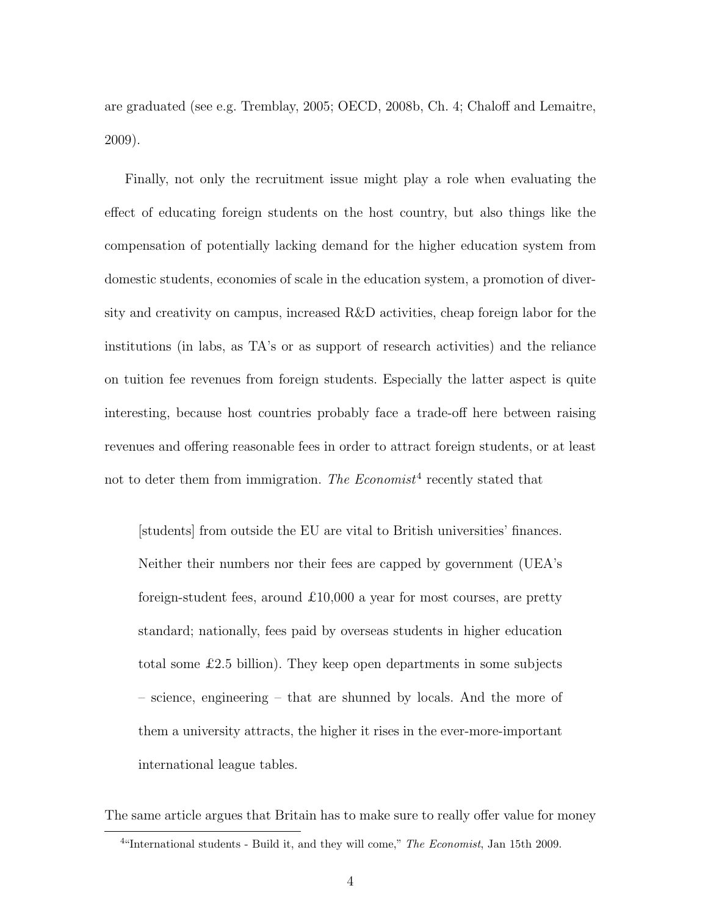are graduated (see e.g. Tremblay, 2005; OECD, 2008b, Ch. 4; Chaloff and Lemaitre, 2009).

Finally, not only the recruitment issue might play a role when evaluating the effect of educating foreign students on the host country, but also things like the compensation of potentially lacking demand for the higher education system from domestic students, economies of scale in the education system, a promotion of diversity and creativity on campus, increased R&D activities, cheap foreign labor for the institutions (in labs, as TA's or as support of research activities) and the reliance on tuition fee revenues from foreign students. Especially the latter aspect is quite interesting, because host countries probably face a trade-off here between raising revenues and offering reasonable fees in order to attract foreign students, or at least not to deter them from immigration. *The Economist*[4] recently stated that

> [students] from outside the EU are vital to British universities' finances. Neither their numbers nor their fees are capped by government (UEA's foreign-student fees, around £10,000 a year for most courses, are pretty standard; nationally, fees paid by overseas students in higher education total some £2.5 billion). They keep open departments in some subjects – science, engineering – that are shunned by locals. And the more of them a university attracts, the higher it rises in the ever-more-important international league tables.

The same article argues that Britain has to make sure to really offer value for money

---

[4] "International students - Build it, and they will come," *The Economist*, Jan 15th 2009.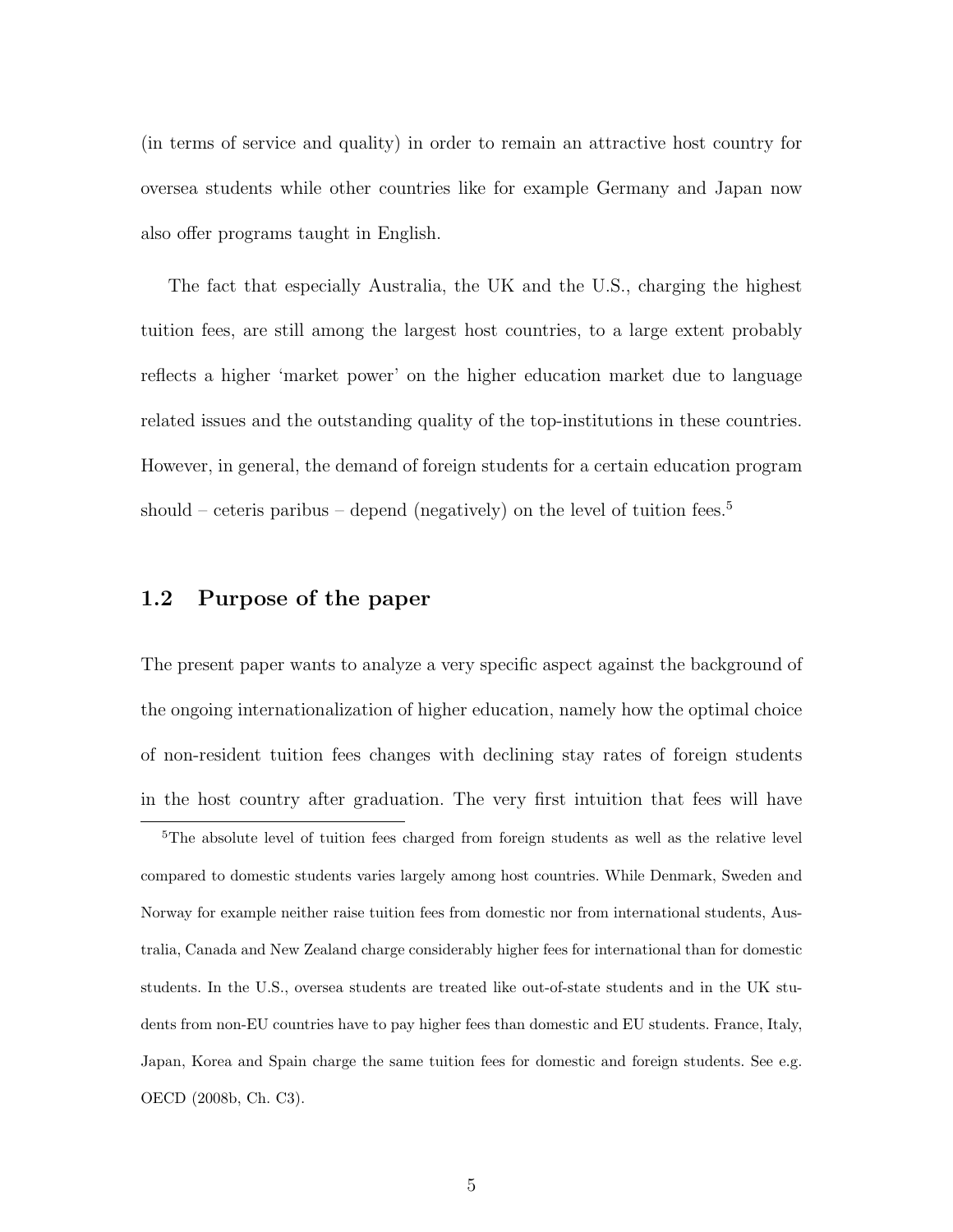(in terms of service and quality) in order to remain an attractive host country for oversea students while other countries like for example Germany and Japan now also offer programs taught in English.

The fact that especially Australia, the UK and the U.S., charging the highest tuition fees, are still among the largest host countries, to a large extent probably reflects a higher 'market power' on the higher education market due to language related issues and the outstanding quality of the top-institutions in these countries. However, in general, the demand of foreign students for a certain education program should – ceteris paribus – depend (negatively) on the level of tuition fees.[5]

## 1.2 Purpose of the paper

The present paper wants to analyze a very specific aspect against the background of the ongoing internationalization of higher education, namely how the optimal choice of non-resident tuition fees changes with declining stay rates of foreign students in the host country after graduation. The very first intuition that fees will have

[5]The absolute level of tuition fees charged from foreign students as well as the relative level compared to domestic students varies largely among host countries. While Denmark, Sweden and Norway for example neither raise tuition fees from domestic nor from international students, Australia, Canada and New Zealand charge considerably higher fees for international than for domestic students. In the U.S., oversea students are treated like out-of-state students and in the UK students from non-EU countries have to pay higher fees than domestic and EU students. France, Italy, Japan, Korea and Spain charge the same tuition fees for domestic and foreign students. See e.g. OECD (2008b, Ch. C3).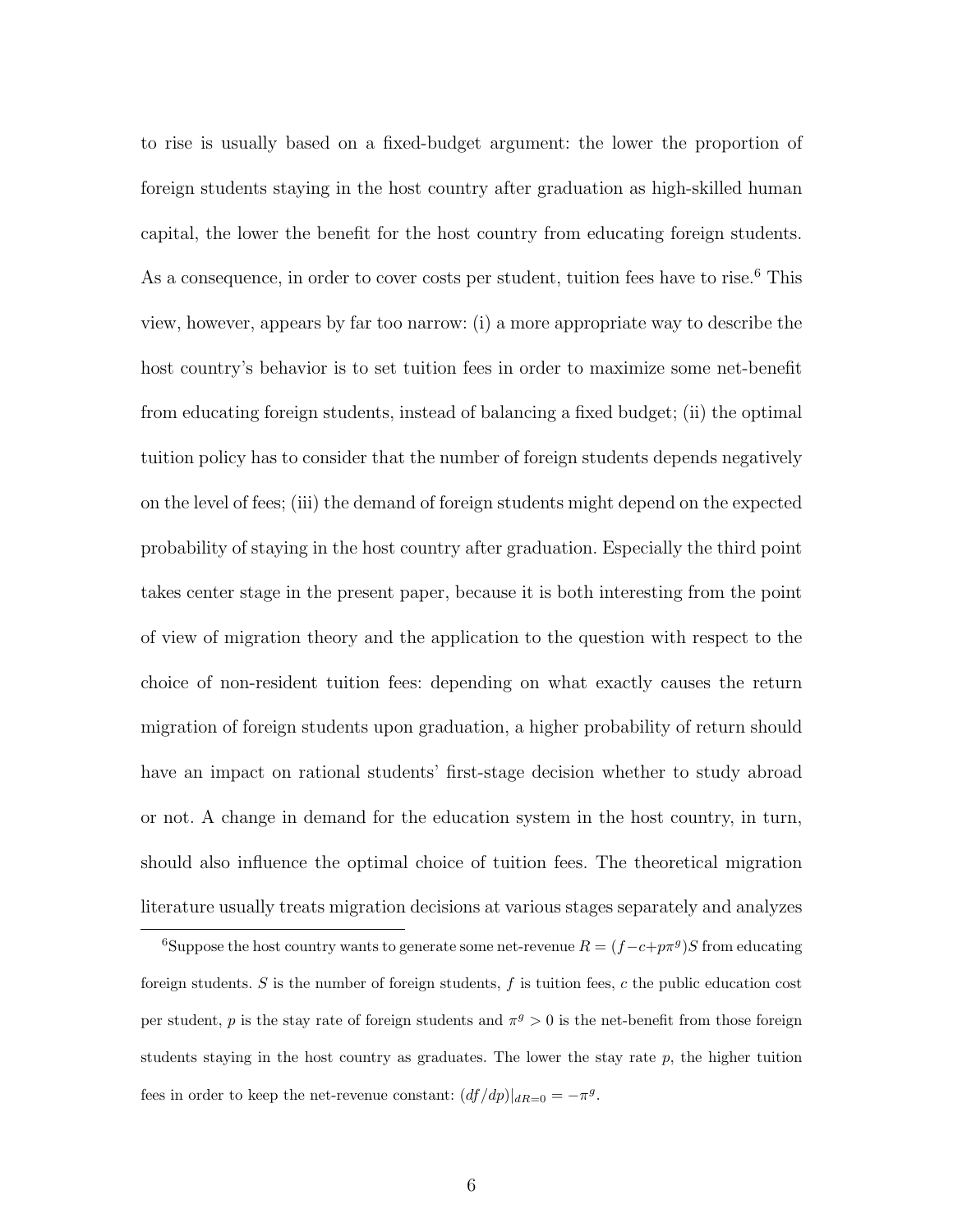to rise is usually based on a fixed-budget argument: the lower the proportion of foreign students staying in the host country after graduation as high-skilled human capital, the lower the benefit for the host country from educating foreign students. As a consequence, in order to cover costs per student, tuition fees have to rise.[6] This view, however, appears by far too narrow: (i) a more appropriate way to describe the host country's behavior is to set tuition fees in order to maximize some net-benefit from educating foreign students, instead of balancing a fixed budget; (ii) the optimal tuition policy has to consider that the number of foreign students depends negatively on the level of fees; (iii) the demand of foreign students might depend on the expected probability of staying in the host country after graduation. Especially the third point takes center stage in the present paper, because it is both interesting from the point of view of migration theory and the application to the question with respect to the choice of non-resident tuition fees: depending on what exactly causes the return migration of foreign students upon graduation, a higher probability of return should have an impact on rational students' first-stage decision whether to study abroad or not. A change in demand for the education system in the host country, in turn, should also influence the optimal choice of tuition fees. The theoretical migration literature usually treats migration decisions at various stages separately and analyzes

[6] Suppose the host country wants to generate some net-revenue $R = (f - c + p\pi^g)S$ from educating foreign students. $S$ is the number of foreign students, $f$ is tuition fees, $c$ the public education cost per student, $p$ is the stay rate of foreign students and $\pi^g > 0$ is the net-benefit from those foreign students staying in the host country as graduates. The lower the stay rate $p$, the higher tuition fees in order to keep the net-revenue constant: $(df/dp)|_{dR=0} = -\pi^g$.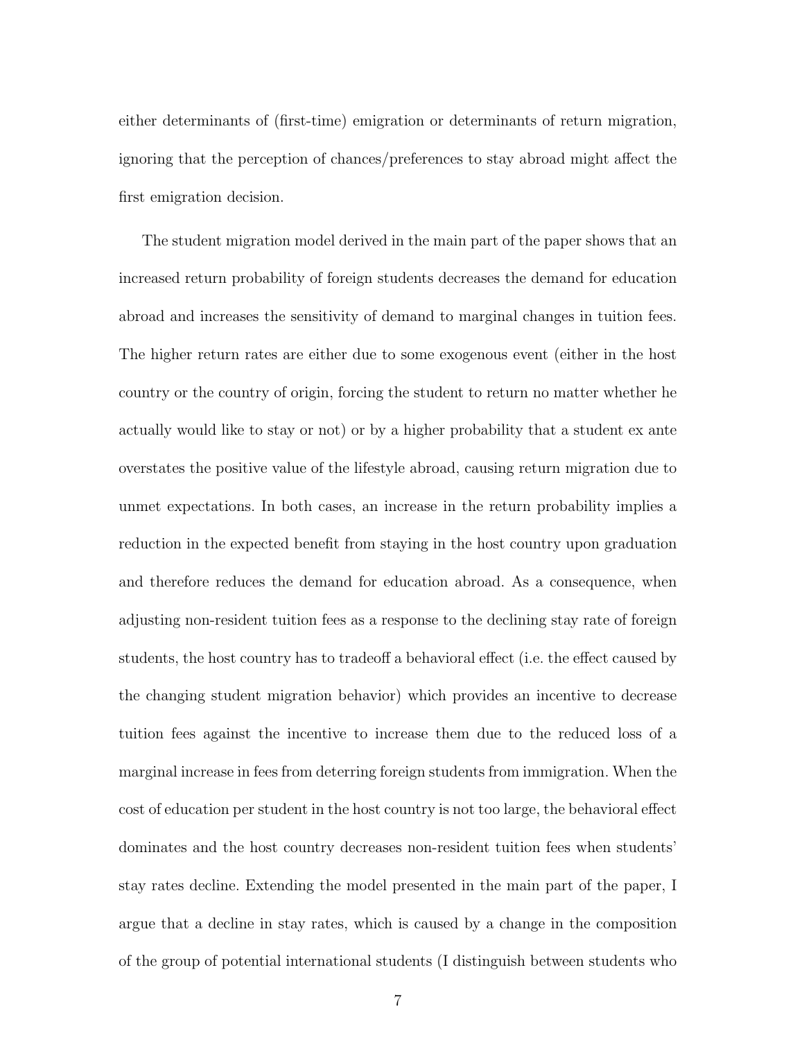either determinants of (first-time) emigration or determinants of return migration, ignoring that the perception of chances/preferences to stay abroad might affect the first emigration decision.

The student migration model derived in the main part of the paper shows that an increased return probability of foreign students decreases the demand for education abroad and increases the sensitivity of demand to marginal changes in tuition fees. The higher return rates are either due to some exogenous event (either in the host country or the country of origin, forcing the student to return no matter whether he actually would like to stay or not) or by a higher probability that a student ex ante overstates the positive value of the lifestyle abroad, causing return migration due to unmet expectations. In both cases, an increase in the return probability implies a reduction in the expected benefit from staying in the host country upon graduation and therefore reduces the demand for education abroad. As a consequence, when adjusting non-resident tuition fees as a response to the declining stay rate of foreign students, the host country has to tradeoff a behavioral effect (i.e. the effect caused by the changing student migration behavior) which provides an incentive to decrease tuition fees against the incentive to increase them due to the reduced loss of a marginal increase in fees from deterring foreign students from immigration. When the cost of education per student in the host country is not too large, the behavioral effect dominates and the host country decreases non-resident tuition fees when students' stay rates decline. Extending the model presented in the main part of the paper, I argue that a decline in stay rates, which is caused by a change in the composition of the group of potential international students (I distinguish between students who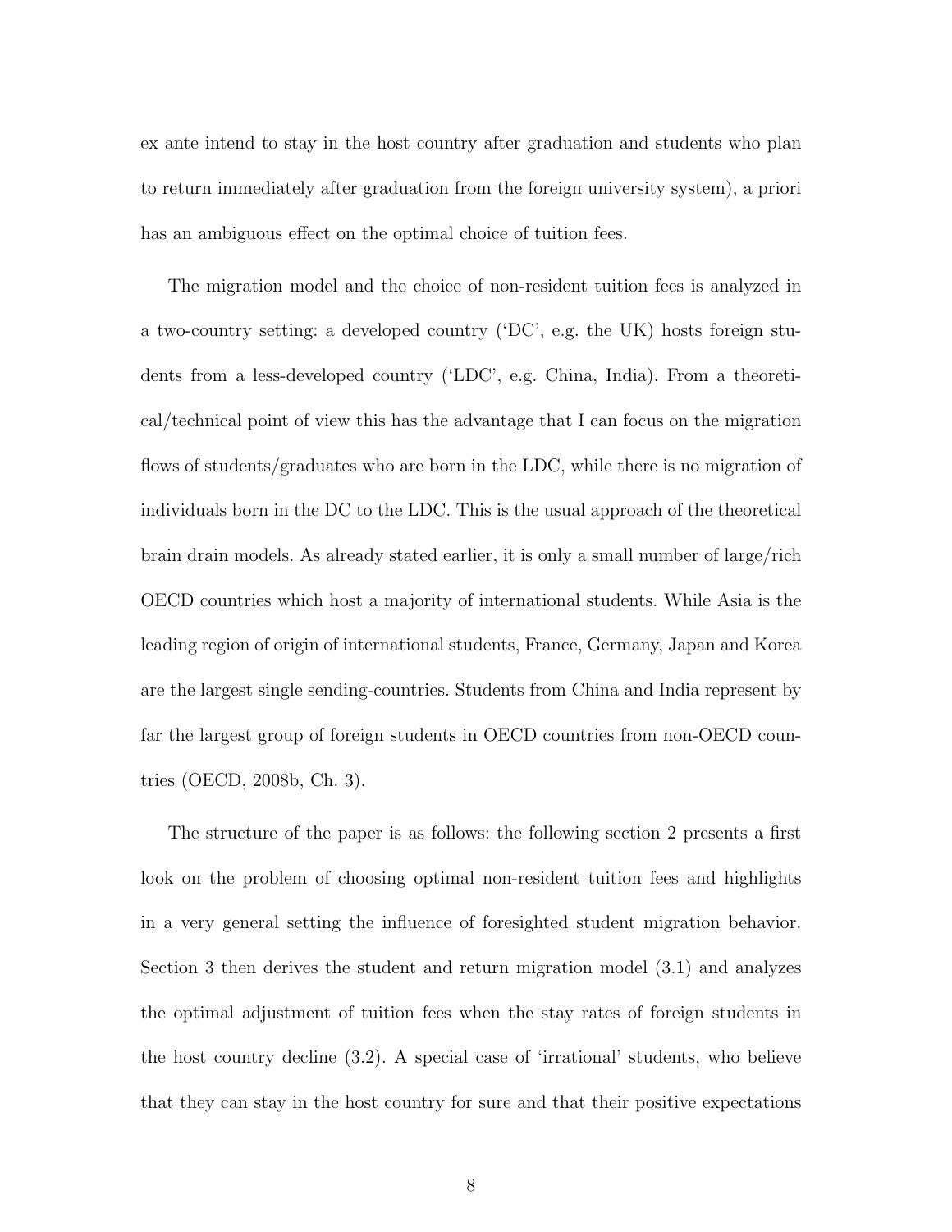ex ante intend to stay in the host country after graduation and students who plan to return immediately after graduation from the foreign university system), a priori has an ambiguous effect on the optimal choice of tuition fees.

The migration model and the choice of non-resident tuition fees is analyzed in a two-country setting: a developed country ('DC', e.g. the UK) hosts foreign students from a less-developed country ('LDC', e.g. China, India). From a theoretical/technical point of view this has the advantage that I can focus on the migration flows of students/graduates who are born in the LDC, while there is no migration of individuals born in the DC to the LDC. This is the usual approach of the theoretical brain drain models. As already stated earlier, it is only a small number of large/rich OECD countries which host a majority of international students. While Asia is the leading region of origin of international students, France, Germany, Japan and Korea are the largest single sending-countries. Students from China and India represent by far the largest group of foreign students in OECD countries from non-OECD countries (OECD, 2008b, Ch. 3).

The structure of the paper is as follows: the following section 2 presents a first look on the problem of choosing optimal non-resident tuition fees and highlights in a very general setting the influence of foresighted student migration behavior. Section 3 then derives the student and return migration model (3.1) and analyzes the optimal adjustment of tuition fees when the stay rates of foreign students in the host country decline (3.2). A special case of 'irrational' students, who believe that they can stay in the host country for sure and that their positive expectations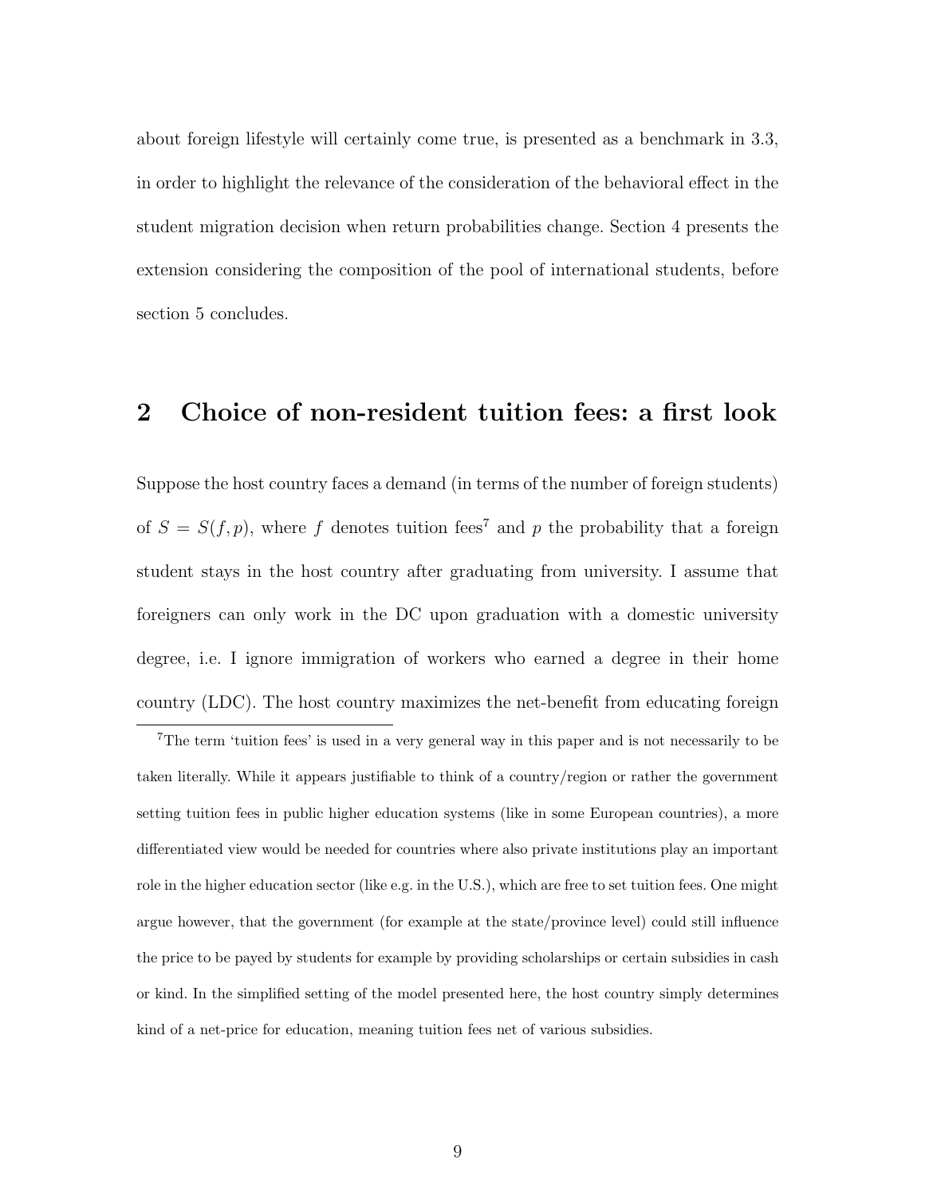about foreign lifestyle will certainly come true, is presented as a benchmark in 3.3, in order to highlight the relevance of the consideration of the behavioral effect in the student migration decision when return probabilities change. Section 4 presents the extension considering the composition of the pool of international students, before section 5 concludes.

## 2 Choice of non-resident tuition fees: a first look

Suppose the host country faces a demand (in terms of the number of foreign students) of $S = S(f, p)$, where $f$ denotes tuition fees[7] and $p$ the probability that a foreign student stays in the host country after graduating from university. I assume that foreigners can only work in the DC upon graduation with a domestic university degree, i.e. I ignore immigration of workers who earned a degree in their home country (LDC). The host country maximizes the net-benefit from educating foreign

[7] The term 'tuition fees' is used in a very general way in this paper and is not necessarily to be taken literally. While it appears justifiable to think of a country/region or rather the government setting tuition fees in public higher education systems (like in some European countries), a more differentiated view would be needed for countries where also private institutions play an important role in the higher education sector (like e.g. in the U.S.), which are free to set tuition fees. One might argue however, that the government (for example at the state/province level) could still influence the price to be payed by students for example by providing scholarships or certain subsidies in cash or kind. In the simplified setting of the model presented here, the host country simply determines kind of a net-price for education, meaning tuition fees net of various subsidies.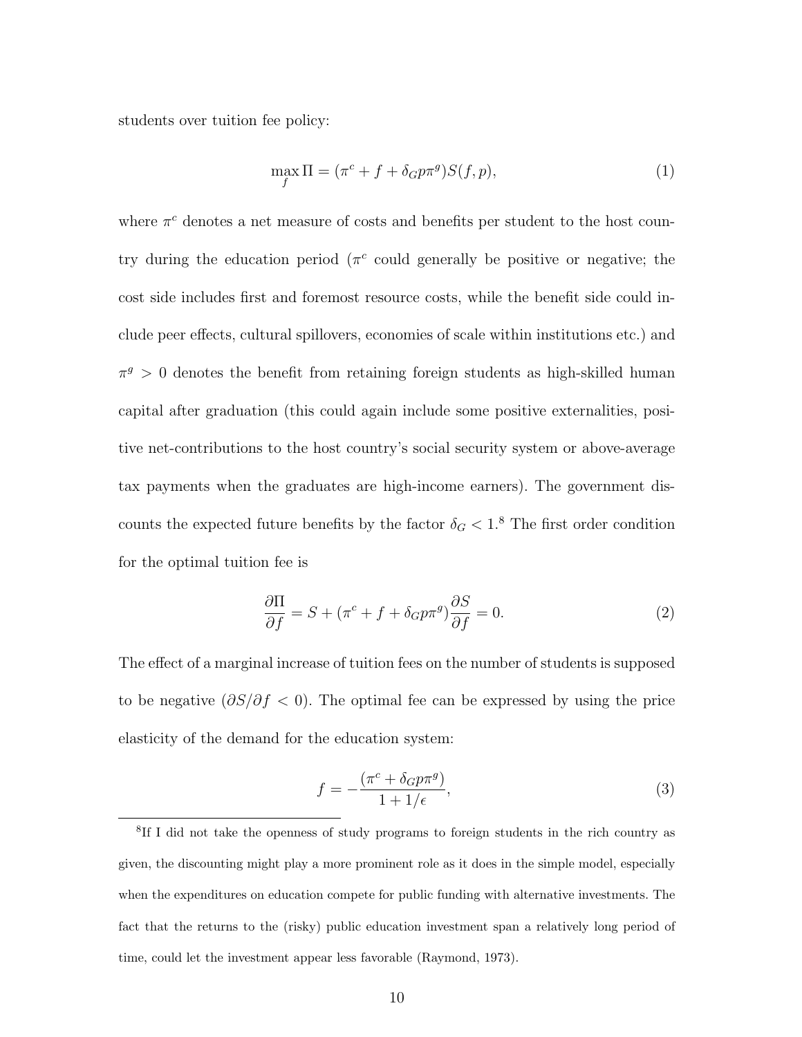students over tuition fee policy:

$$\max_f \Pi = (\pi^c + f + \delta_G p \pi^g) S(f, p), \tag{1}$$

where $\pi^c$ denotes a net measure of costs and benefits per student to the host country during the education period ($\pi^c$ could generally be positive or negative; the cost side includes first and foremost resource costs, while the benefit side could include peer effects, cultural spillovers, economies of scale within institutions etc.) and $\pi^g > 0$ denotes the benefit from retaining foreign students as high-skilled human capital after graduation (this could again include some positive externalities, positive net-contributions to the host country's social security system or above-average tax payments when the graduates are high-income earners). The government discounts the expected future benefits by the factor $\delta_G < 1$.[8] The first order condition for the optimal tuition fee is

$$\frac{\partial \Pi}{\partial f} = S + (\pi^c + f + \delta_G p \pi^g) \frac{\partial S}{\partial f} = 0. \tag{2}$$

The effect of a marginal increase of tuition fees on the number of students is supposed to be negative ($\partial S / \partial f < 0$). The optimal fee can be expressed by using the price elasticity of the demand for the education system:

$$f = -\frac{(\pi^c + \delta_G p \pi^g)}{1 + 1/\epsilon}, \tag{3}$$

[8] If I did not take the openness of study programs to foreign students in the rich country as given, the discounting might play a more prominent role as it does in the simple model, especially when the expenditures on education compete for public funding with alternative investments. The fact that the returns to the (risky) public education investment span a relatively long period of time, could let the investment appear less favorable (Raymond, 1973).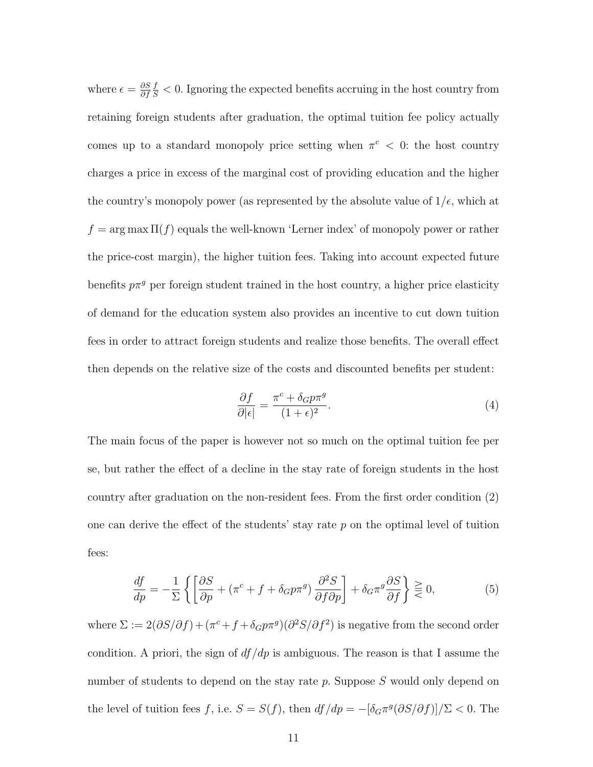where $\epsilon = \frac{\partial S}{\partial f}\frac{f}{S} < 0$. Ignoring the expected benefits accruing in the host country from retaining foreign students after graduation, the optimal tuition fee policy actually comes up to a standard monopoly price setting when $\pi^c < 0$: the host country charges a price in excess of the marginal cost of providing education and the higher the country's monopoly power (as represented by the absolute value of $1/\epsilon$, which at $f = \arg\max \Pi(f)$ equals the well-known 'Lerner index' of monopoly power or rather the price-cost margin), the higher tuition fees. Taking into account expected future benefits $p\pi^g$ per foreign student trained in the host country, a higher price elasticity of demand for the education system also provides an incentive to cut down tuition fees in order to attract foreign students and realize those benefits. The overall effect then depends on the relative size of the costs and discounted benefits per student:

$$\frac{\partial f}{\partial |\epsilon|} = \frac{\pi^c + \delta_G p \pi^g}{(1+\epsilon)^2}. \tag{4}$$

The main focus of the paper is however not so much on the optimal tuition fee per se, but rather the effect of a decline in the stay rate of foreign students in the host country after graduation on the non-resident fees. From the first order condition (2) one can derive the effect of the students' stay rate $p$ on the optimal level of tuition fees:

$$\frac{df}{dp} = -\frac{1}{\Sigma}\left\{\left[\frac{\partial S}{\partial p} + (\pi^c + f + \delta_G p \pi^g)\frac{\partial^2 S}{\partial f \partial p}\right] + \delta_G \pi^g \frac{\partial S}{\partial f}\right\} \gtreqless 0, \tag{5}$$

where $\Sigma := 2(\partial S/\partial f) + (\pi^c + f + \delta_G p \pi^g)(\partial^2 S/\partial f^2)$ is negative from the second order condition. A priori, the sign of $df/dp$ is ambiguous. The reason is that I assume the number of students to depend on the stay rate $p$. Suppose $S$ would only depend on the level of tuition fees $f$, i.e. $S = S(f)$, then $df/dp = -[\delta_G \pi^g(\partial S/\partial f)]/\Sigma < 0$. The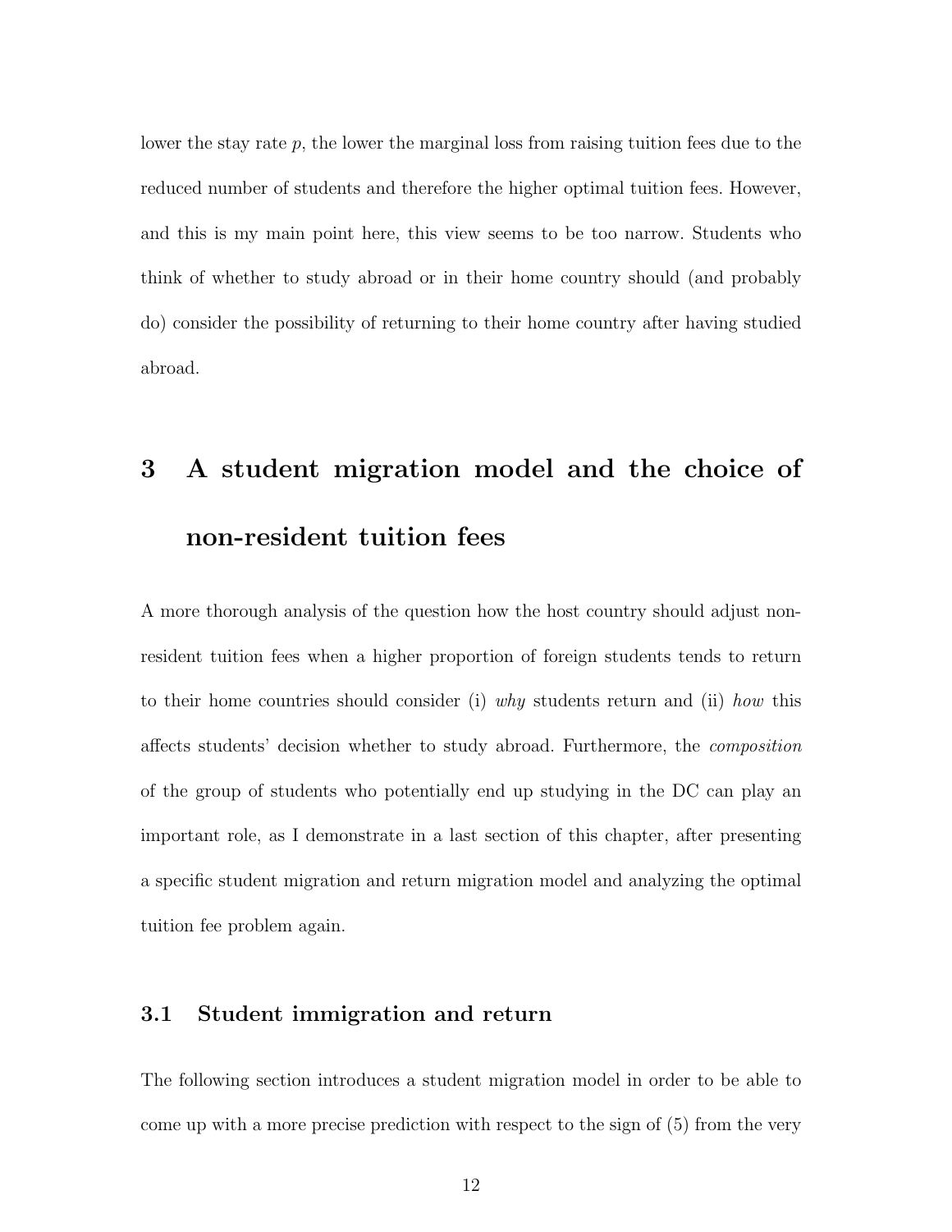lower the stay rate $p$, the lower the marginal loss from raising tuition fees due to the reduced number of students and therefore the higher optimal tuition fees. However, and this is my main point here, this view seems to be too narrow. Students who think of whether to study abroad or in their home country should (and probably do) consider the possibility of returning to their home country after having studied abroad.

# 3 A student migration model and the choice of non-resident tuition fees

A more thorough analysis of the question how the host country should adjust non-resident tuition fees when a higher proportion of foreign students tends to return to their home countries should consider (i) *why* students return and (ii) *how* this affects students' decision whether to study abroad. Furthermore, the *composition* of the group of students who potentially end up studying in the DC can play an important role, as I demonstrate in a last section of this chapter, after presenting a specific student migration and return migration model and analyzing the optimal tuition fee problem again.

## 3.1 Student immigration and return

The following section introduces a student migration model in order to be able to come up with a more precise prediction with respect to the sign of (5) from the very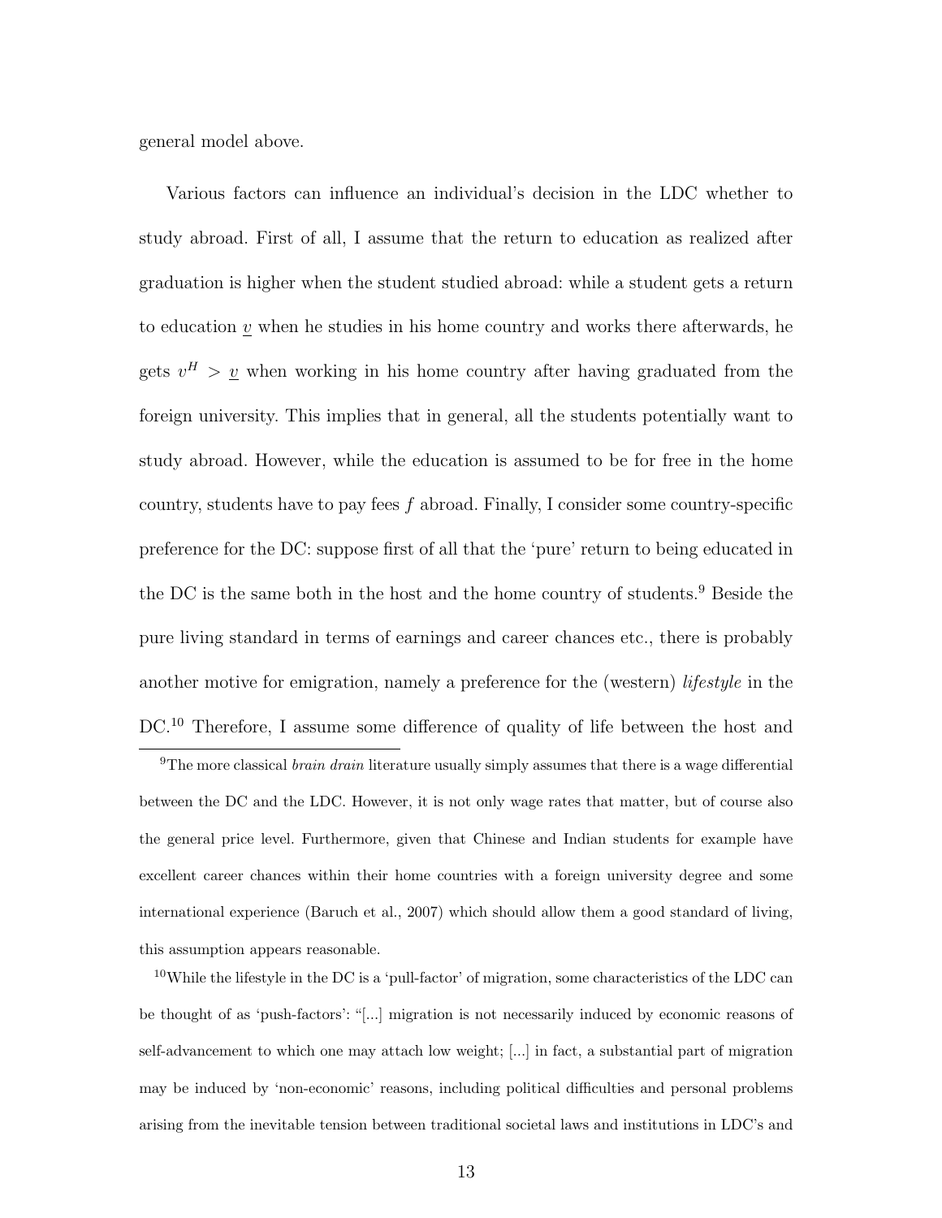general model above.

Various factors can influence an individual's decision in the LDC whether to study abroad. First of all, I assume that the return to education as realized after graduation is higher when the student studied abroad: while a student gets a return to education $\underline{v}$ when he studies in his home country and works there afterwards, he gets $v^H > \underline{v}$ when working in his home country after having graduated from the foreign university. This implies that in general, all the students potentially want to study abroad. However, while the education is assumed to be for free in the home country, students have to pay fees $f$ abroad. Finally, I consider some country-specific preference for the DC: suppose first of all that the 'pure' return to being educated in the DC is the same both in the host and the home country of students.[9] Beside the pure living standard in terms of earnings and career chances etc., there is probably another motive for emigration, namely a preference for the (western) *lifestyle* in the DC.[10] Therefore, I assume some difference of quality of life between the host and

[9] The more classical *brain drain* literature usually simply assumes that there is a wage differential between the DC and the LDC. However, it is not only wage rates that matter, but of course also the general price level. Furthermore, given that Chinese and Indian students for example have excellent career chances within their home countries with a foreign university degree and some international experience (Baruch et al., 2007) which should allow them a good standard of living, this assumption appears reasonable.

[10] While the lifestyle in the DC is a 'pull-factor' of migration, some characteristics of the LDC can be thought of as 'push-factors': "[...] migration is not necessarily induced by economic reasons of self-advancement to which one may attach low weight; [...] in fact, a substantial part of migration may be induced by 'non-economic' reasons, including political difficulties and personal problems arising from the inevitable tension between traditional societal laws and institutions in LDC's and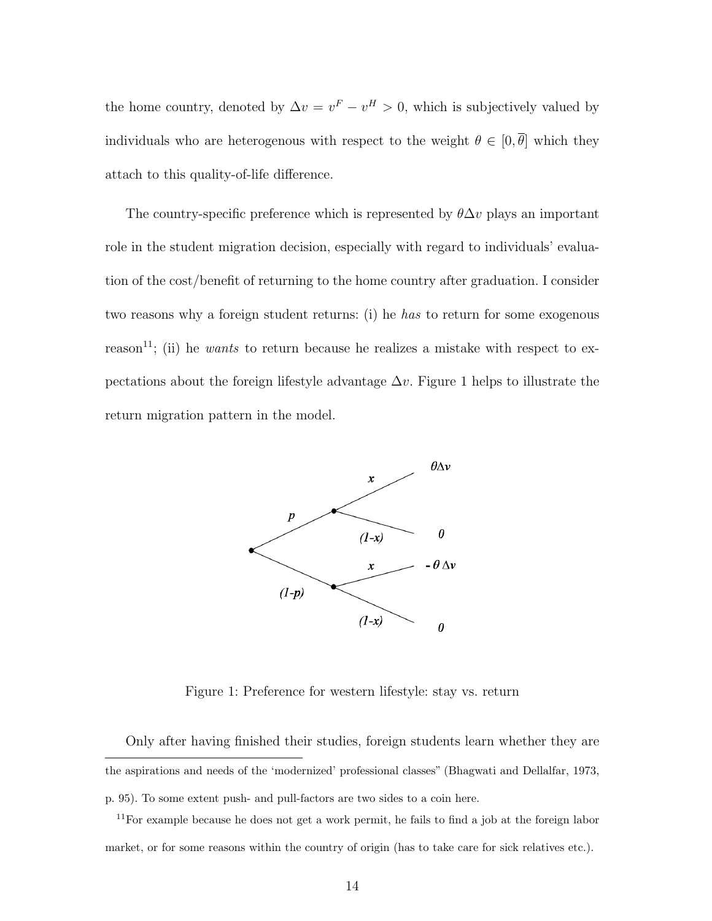the home country, denoted by $\Delta v = v^F - v^H > 0$, which is subjectively valued by individuals who are heterogenous with respect to the weight $\theta \in [0, \overline{\theta}]$ which they attach to this quality-of-life difference.

The country-specific preference which is represented by $\theta \Delta v$ plays an important role in the student migration decision, especially with regard to individuals' evaluation of the cost/benefit of returning to the home country after graduation. I consider two reasons why a foreign student returns: (i) he *has* to return for some exogenous reason[11]; (ii) he *wants* to return because he realizes a mistake with respect to expectations about the foreign lifestyle advantage $\Delta v$. Figure 1 helps to illustrate the return migration pattern in the model.

Figure 1: Preference for western lifestyle: stay vs. return

Only after having finished their studies, foreign students learn whether they are

---

the aspirations and needs of the 'modernized' professional classes" (Bhagwati and Dellalfar, 1973, p. 95). To some extent push- and pull-factors are two sides to a coin here.

[11] For example because he does not get a work permit, he fails to find a job at the foreign labor market, or for some reasons within the country of origin (has to take care for sick relatives etc.).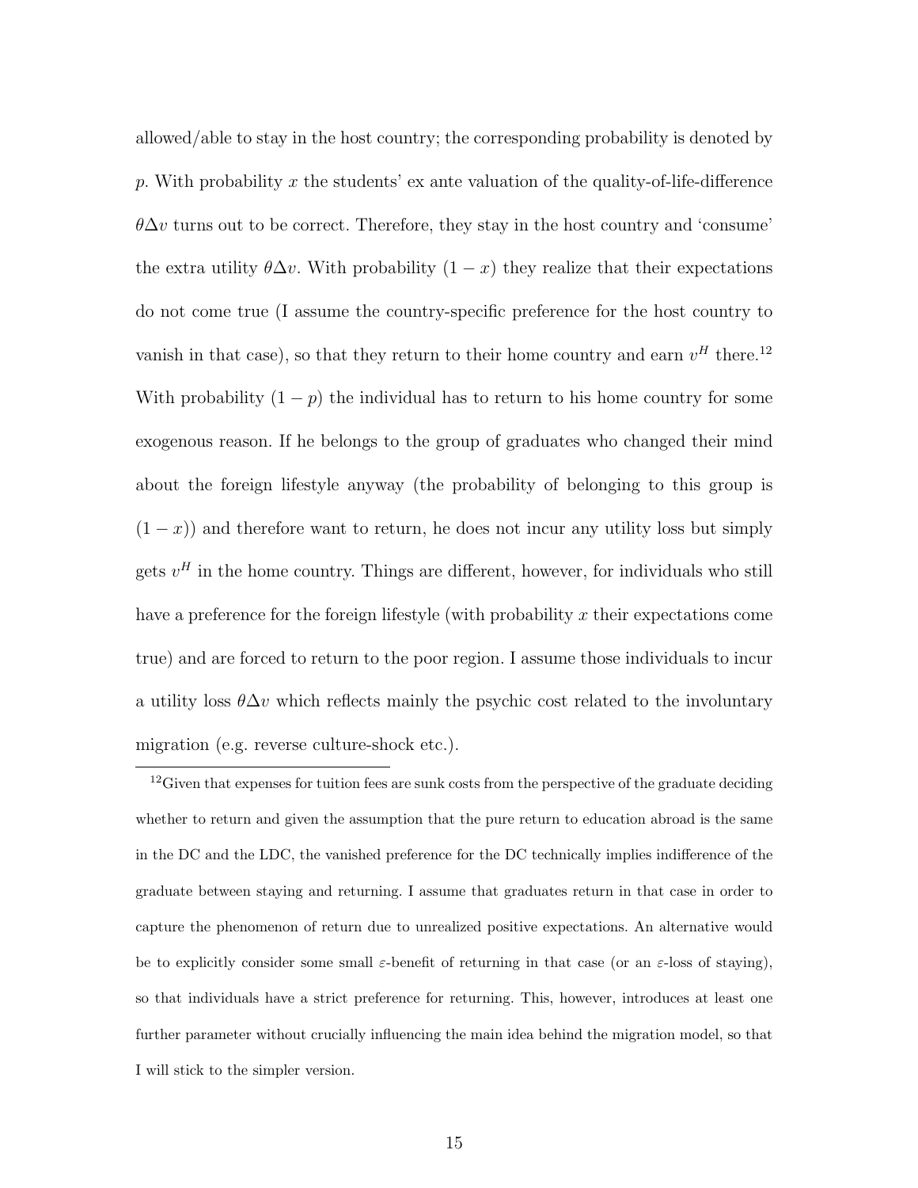allowed/able to stay in the host country; the corresponding probability is denoted by $p$. With probability $x$ the students' ex ante valuation of the quality-of-life-difference $\theta \Delta v$ turns out to be correct. Therefore, they stay in the host country and 'consume' the extra utility $\theta \Delta v$. With probability $(1 - x)$ they realize that their expectations do not come true (I assume the country-specific preference for the host country to vanish in that case), so that they return to their home country and earn $v^H$ there.[12] With probability $(1 - p)$ the individual has to return to his home country for some exogenous reason. If he belongs to the group of graduates who changed their mind about the foreign lifestyle anyway (the probability of belonging to this group is $(1 - x)$) and therefore want to return, he does not incur any utility loss but simply gets $v^H$ in the home country. Things are different, however, for individuals who still have a preference for the foreign lifestyle (with probability $x$ their expectations come true) and are forced to return to the poor region. I assume those individuals to incur a utility loss $\theta \Delta v$ which reflects mainly the psychic cost related to the involuntary migration (e.g. reverse culture-shock etc.).

[12] Given that expenses for tuition fees are sunk costs from the perspective of the graduate deciding whether to return and given the assumption that the pure return to education abroad is the same in the DC and the LDC, the vanished preference for the DC technically implies indifference of the graduate between staying and returning. I assume that graduates return in that case in order to capture the phenomenon of return due to unrealized positive expectations. An alternative would be to explicitly consider some small $\varepsilon$-benefit of returning in that case (or an $\varepsilon$-loss of staying), so that individuals have a strict preference for returning. This, however, introduces at least one further parameter without crucially influencing the main idea behind the migration model, so that I will stick to the simpler version.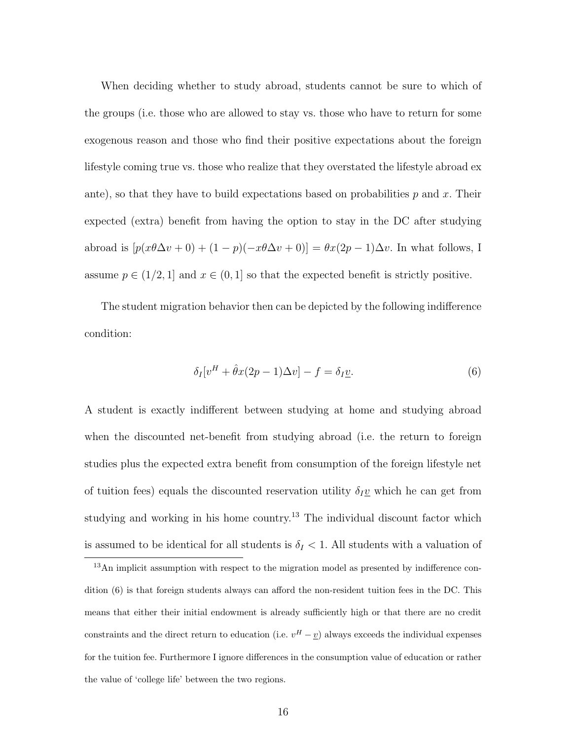When deciding whether to study abroad, students cannot be sure to which of the groups (i.e. those who are allowed to stay vs. those who have to return for some exogenous reason and those who find their positive expectations about the foreign lifestyle coming true vs. those who realize that they overstated the lifestyle abroad ex ante), so that they have to build expectations based on probabilities $p$ and $x$. Their expected (extra) benefit from having the option to stay in the DC after studying abroad is $[p(x\theta\Delta v + 0) + (1-p)(-x\theta\Delta v + 0)] = \theta x(2p-1)\Delta v$. In what follows, I assume $p \in (1/2, 1]$ and $x \in (0, 1]$ so that the expected benefit is strictly positive.

The student migration behavior then can be depicted by the following indifference condition:

$$\delta_I[v^H + \hat{\theta}x(2p-1)\Delta v] - f = \delta_I \underline{v}. \tag{6}$$

A student is exactly indifferent between studying at home and studying abroad when the discounted net-benefit from studying abroad (i.e. the return to foreign studies plus the expected extra benefit from consumption of the foreign lifestyle net of tuition fees) equals the discounted reservation utility $\delta_I \underline{v}$ which he can get from studying and working in his home country.[13] The individual discount factor which is assumed to be identical for all students is $\delta_I < 1$. All students with a valuation of

[13] An implicit assumption with respect to the migration model as presented by indifference condition (6) is that foreign students always can afford the non-resident tuition fees in the DC. This means that either their initial endowment is already sufficiently high or that there are no credit constraints and the direct return to education (i.e. $v^H - \underline{v}$) always exceeds the individual expenses for the tuition fee. Furthermore I ignore differences in the consumption value of education or rather the value of 'college life' between the two regions.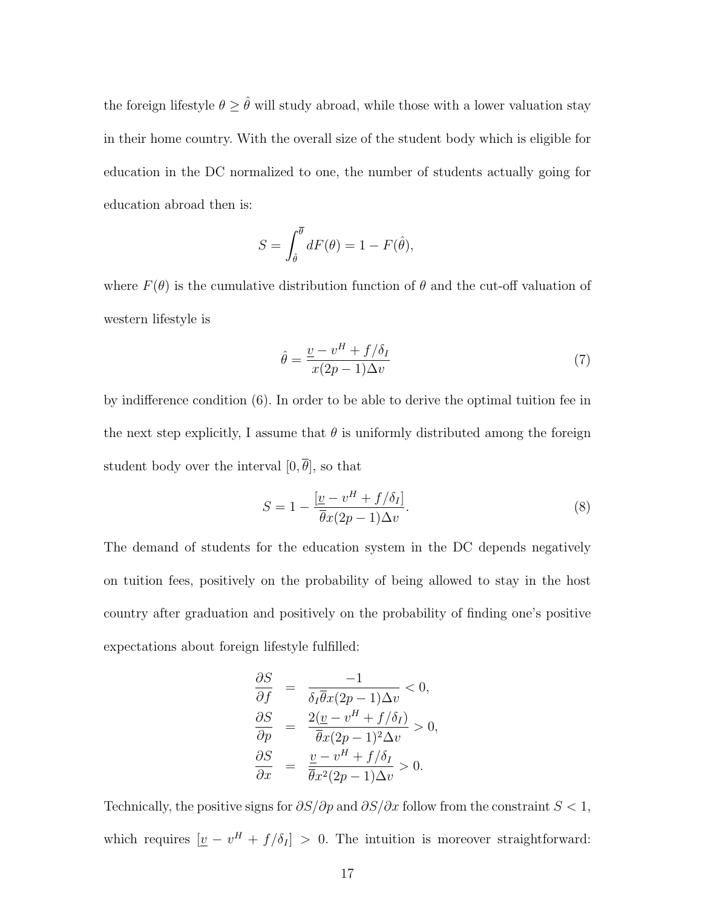the foreign lifestyle $\theta \geq \hat{\theta}$ will study abroad, while those with a lower valuation stay in their home country. With the overall size of the student body which is eligible for education in the DC normalized to one, the number of students actually going for education abroad then is:

$$S = \int_{\hat{\theta}}^{\overline{\theta}} dF(\theta) = 1 - F(\hat{\theta}),$$

where $F(\theta)$ is the cumulative distribution function of $\theta$ and the cut-off valuation of western lifestyle is

$$\hat{\theta} = \frac{\underline{v} - v^H + f/\delta_I}{x(2p-1)\Delta v} \tag{7}$$

by indifference condition (6). In order to be able to derive the optimal tuition fee in the next step explicitly, I assume that $\theta$ is uniformly distributed among the foreign student body over the interval $[0, \overline{\theta}]$, so that

$$S = 1 - \frac{[\underline{v} - v^H + f/\delta_I]}{\overline{\theta}x(2p-1)\Delta v}. \tag{8}$$

The demand of students for the education system in the DC depends negatively on tuition fees, positively on the probability of being allowed to stay in the host country after graduation and positively on the probability of finding one's positive expectations about foreign lifestyle fulfilled:

$$\begin{aligned}
\frac{\partial S}{\partial f} &= \frac{-1}{\delta_I \overline{\theta} x(2p-1)\Delta v} < 0, \\
\frac{\partial S}{\partial p} &= \frac{2(\underline{v} - v^H + f/\delta_I)}{\overline{\theta}x(2p-1)^2\Delta v} > 0, \\
\frac{\partial S}{\partial x} &= \frac{\underline{v} - v^H + f/\delta_I}{\overline{\theta}x^2(2p-1)\Delta v} > 0.
\end{aligned}$$

Technically, the positive signs for $\partial S/\partial p$ and $\partial S/\partial x$ follow from the constraint $S < 1$, which requires $[\underline{v} - v^H + f/\delta_I] > 0$. The intuition is moreover straightforward: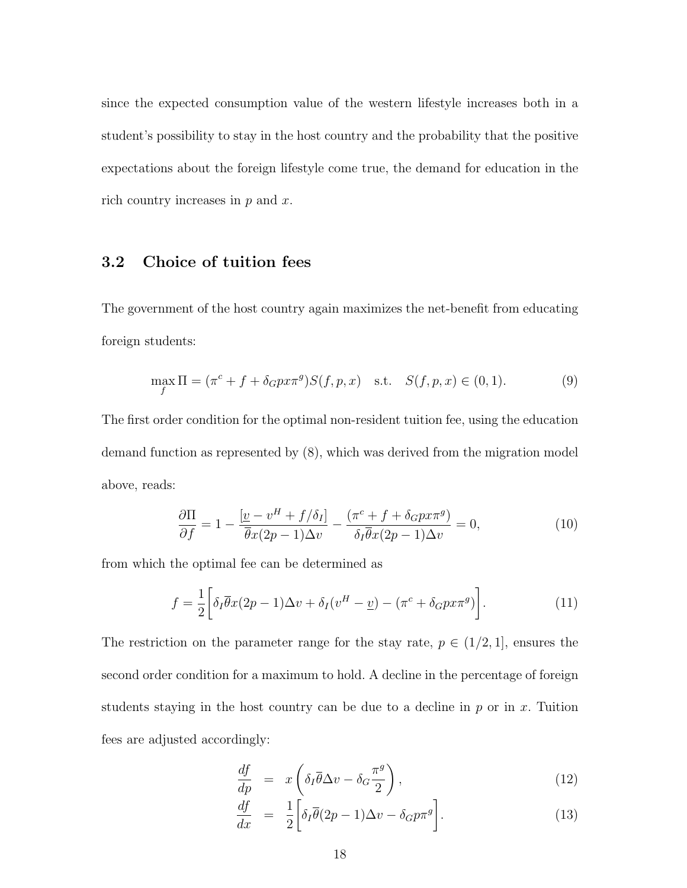since the expected consumption value of the western lifestyle increases both in a student's possibility to stay in the host country and the probability that the positive expectations about the foreign lifestyle come true, the demand for education in the rich country increases in $p$ and $x$.

### 3.2 Choice of tuition fees

The government of the host country again maximizes the net-benefit from educating foreign students:

$$\max_f \Pi = (\pi^c + f + \delta_G p x \pi^g) S(f,p,x) \quad \text{s.t.} \quad S(f,p,x) \in (0,1). \tag{9}$$

The first order condition for the optimal non-resident tuition fee, using the education demand function as represented by (8), which was derived from the migration model above, reads:

$$\frac{\partial \Pi}{\partial f} = 1 - \frac{[\underline{v} - v^H + f/\delta_I]}{\overline{\theta} x (2p-1)\Delta v} - \frac{(\pi^c + f + \delta_G p x \pi^g)}{\delta_I \overline{\theta} x (2p-1)\Delta v} = 0, \tag{10}$$

from which the optimal fee can be determined as

$$f = \frac{1}{2}\bigg[\delta_I \overline{\theta} x (2p-1)\Delta v + \delta_I (v^H - \underline{v}) - (\pi^c + \delta_G p x \pi^g)\bigg]. \tag{11}$$

The restriction on the parameter range for the stay rate, $p \in (1/2, 1]$, ensures the second order condition for a maximum to hold. A decline in the percentage of foreign students staying in the host country can be due to a decline in $p$ or in $x$. Tuition fees are adjusted accordingly:

$$\frac{df}{dp} = x\left(\delta_I \overline{\theta} \Delta v - \delta_G \frac{\pi^g}{2}\right), \tag{12}$$

$$\frac{df}{dx} = \frac{1}{2}\bigg[\delta_I \overline{\theta}(2p-1)\Delta v - \delta_G p \pi^g\bigg]. \tag{13}$$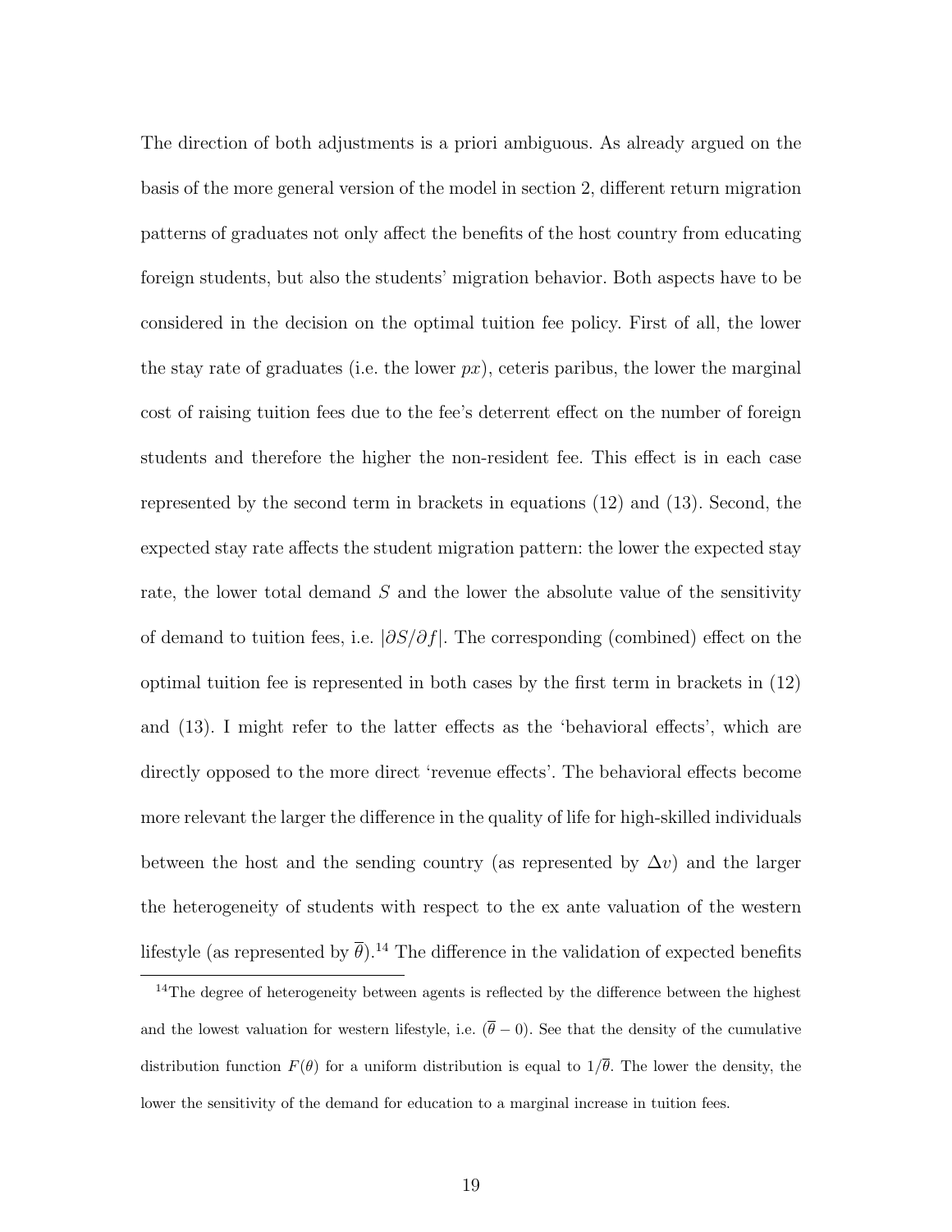The direction of both adjustments is a priori ambiguous. As already argued on the basis of the more general version of the model in section 2, different return migration patterns of graduates not only affect the benefits of the host country from educating foreign students, but also the students' migration behavior. Both aspects have to be considered in the decision on the optimal tuition fee policy. First of all, the lower the stay rate of graduates (i.e. the lower $px$), ceteris paribus, the lower the marginal cost of raising tuition fees due to the fee's deterrent effect on the number of foreign students and therefore the higher the non-resident fee. This effect is in each case represented by the second term in brackets in equations (12) and (13). Second, the expected stay rate affects the student migration pattern: the lower the expected stay rate, the lower total demand $S$ and the lower the absolute value of the sensitivity of demand to tuition fees, i.e. $|\partial S/\partial f|$. The corresponding (combined) effect on the optimal tuition fee is represented in both cases by the first term in brackets in (12) and (13). I might refer to the latter effects as the 'behavioral effects', which are directly opposed to the more direct 'revenue effects'. The behavioral effects become more relevant the larger the difference in the quality of life for high-skilled individuals between the host and the sending country (as represented by $\Delta v$) and the larger the heterogeneity of students with respect to the ex ante valuation of the western lifestyle (as represented by $\overline{\theta}$).[14] The difference in the validation of expected benefits

[14] The degree of heterogeneity between agents is reflected by the difference between the highest and the lowest valuation for western lifestyle, i.e. $(\overline{\theta} - 0)$. See that the density of the cumulative distribution function $F(\theta)$ for a uniform distribution is equal to $1/\overline{\theta}$. The lower the density, the lower the sensitivity of the demand for education to a marginal increase in tuition fees.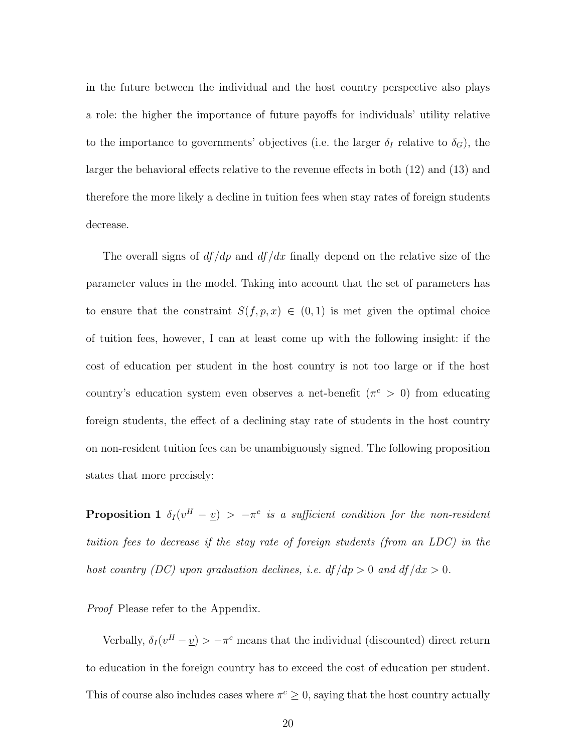in the future between the individual and the host country perspective also plays a role: the higher the importance of future payoffs for individuals' utility relative to the importance to governments' objectives (i.e. the larger $\delta_I$ relative to $\delta_G$), the larger the behavioral effects relative to the revenue effects in both (12) and (13) and therefore the more likely a decline in tuition fees when stay rates of foreign students decrease.

The overall signs of $df/dp$ and $df/dx$ finally depend on the relative size of the parameter values in the model. Taking into account that the set of parameters has to ensure that the constraint $S(f, p, x) \in (0, 1)$ is met given the optimal choice of tuition fees, however, I can at least come up with the following insight: if the cost of education per student in the host country is not too large or if the host country's education system even observes a net-benefit ($\pi^c > 0$) from educating foreign students, the effect of a declining stay rate of students in the host country on non-resident tuition fees can be unambiguously signed. The following proposition states that more precisely:

**Proposition 1** *$\delta_I(v^H - \underline{v}) > -\pi^c$ is a sufficient condition for the non-resident tuition fees to decrease if the stay rate of foreign students (from an LDC) in the host country (DC) upon graduation declines, i.e. $df/dp > 0$ and $df/dx > 0$.*

*Proof* Please refer to the Appendix.

Verbally, $\delta_I(v^H - \underline{v}) > -\pi^c$ means that the individual (discounted) direct return to education in the foreign country has to exceed the cost of education per student. This of course also includes cases where $\pi^c \geq 0$, saying that the host country actually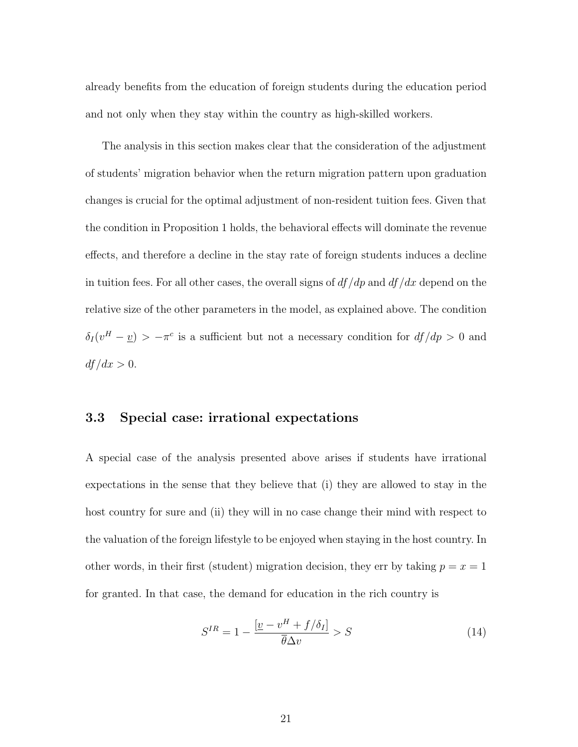already benefits from the education of foreign students during the education period and not only when they stay within the country as high-skilled workers.

The analysis in this section makes clear that the consideration of the adjustment of students' migration behavior when the return migration pattern upon graduation changes is crucial for the optimal adjustment of non-resident tuition fees. Given that the condition in Proposition 1 holds, the behavioral effects will dominate the revenue effects, and therefore a decline in the stay rate of foreign students induces a decline in tuition fees. For all other cases, the overall signs of $df/dp$ and $df/dx$ depend on the relative size of the other parameters in the model, as explained above. The condition $\delta_I(v^H - \underline{v}) > -\pi^c$ is a sufficient but not a necessary condition for $df/dp > 0$ and $df/dx > 0$.

### 3.3 Special case: irrational expectations

A special case of the analysis presented above arises if students have irrational expectations in the sense that they believe that (i) they are allowed to stay in the host country for sure and (ii) they will in no case change their mind with respect to the valuation of the foreign lifestyle to be enjoyed when staying in the host country. In other words, in their first (student) migration decision, they err by taking $p = x = 1$ for granted. In that case, the demand for education in the rich country is

$$S^{IR} = 1 - \frac{[\underline{v} - v^H + f/\delta_I]}{\overline{\theta}\Delta v} > S \tag{14}$$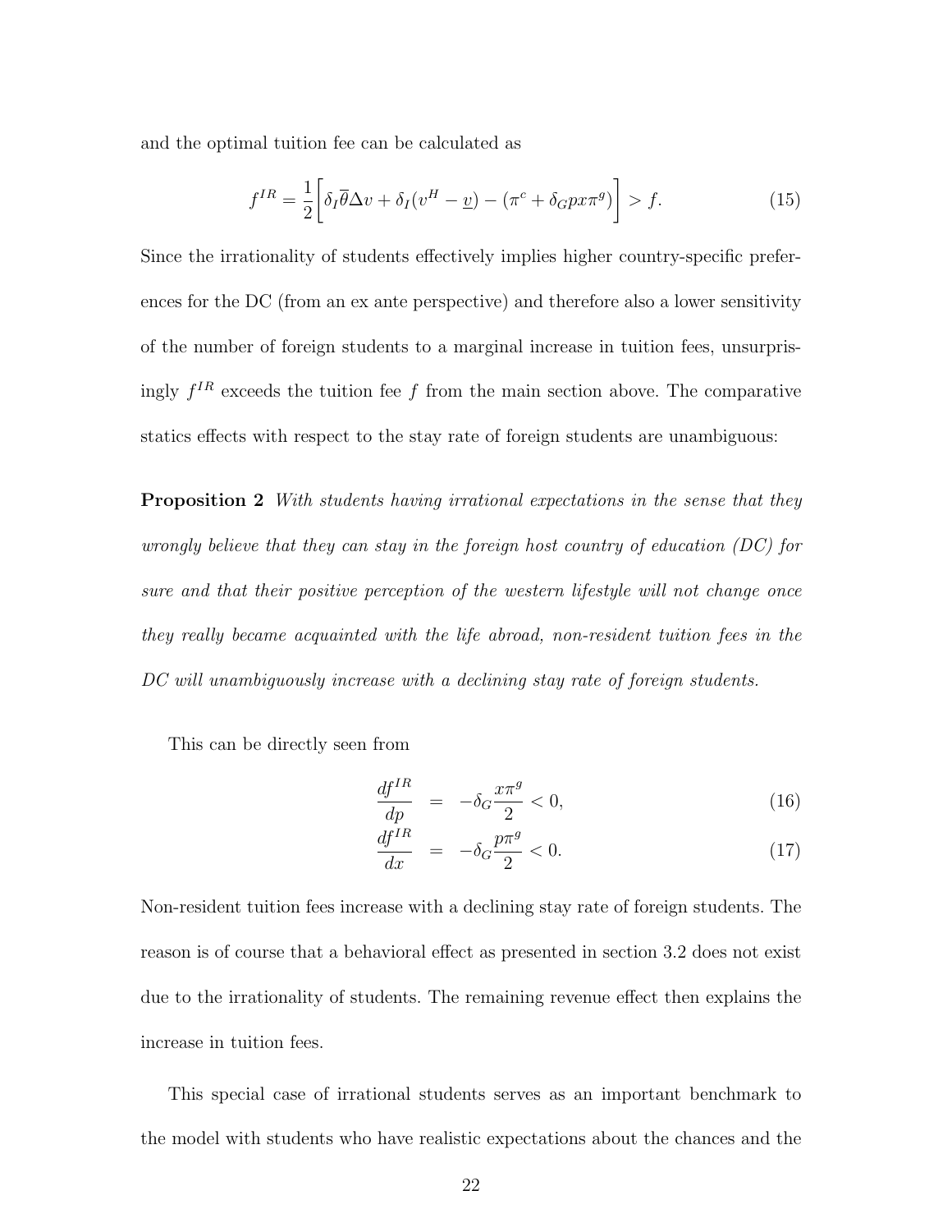and the optimal tuition fee can be calculated as

$$f^{IR} = \frac{1}{2}\bigg[\delta_I \overline{\theta} \Delta v + \delta_I (v^H - \underline{v}) - (\pi^c + \delta_G p x \pi^g)\bigg] > f. \tag{15}$$

Since the irrationality of students effectively implies higher country-specific preferences for the DC (from an ex ante perspective) and therefore also a lower sensitivity of the number of foreign students to a marginal increase in tuition fees, unsurprisingly $f^{IR}$ exceeds the tuition fee $f$ from the main section above. The comparative statics effects with respect to the stay rate of foreign students are unambiguous:

**Proposition 2** *With students having irrational expectations in the sense that they wrongly believe that they can stay in the foreign host country of education (DC) for sure and that their positive perception of the western lifestyle will not change once they really became acquainted with the life abroad, non-resident tuition fees in the DC will unambiguously increase with a declining stay rate of foreign students.*

This can be directly seen from

$$\frac{df^{IR}}{dp} = -\delta_G \frac{x\pi^g}{2} < 0, \tag{16}$$

$$\frac{df^{IR}}{dx} = -\delta_G \frac{p\pi^g}{2} < 0. \tag{17}$$

Non-resident tuition fees increase with a declining stay rate of foreign students. The reason is of course that a behavioral effect as presented in section 3.2 does not exist due to the irrationality of students. The remaining revenue effect then explains the increase in tuition fees.

This special case of irrational students serves as an important benchmark to the model with students who have realistic expectations about the chances and the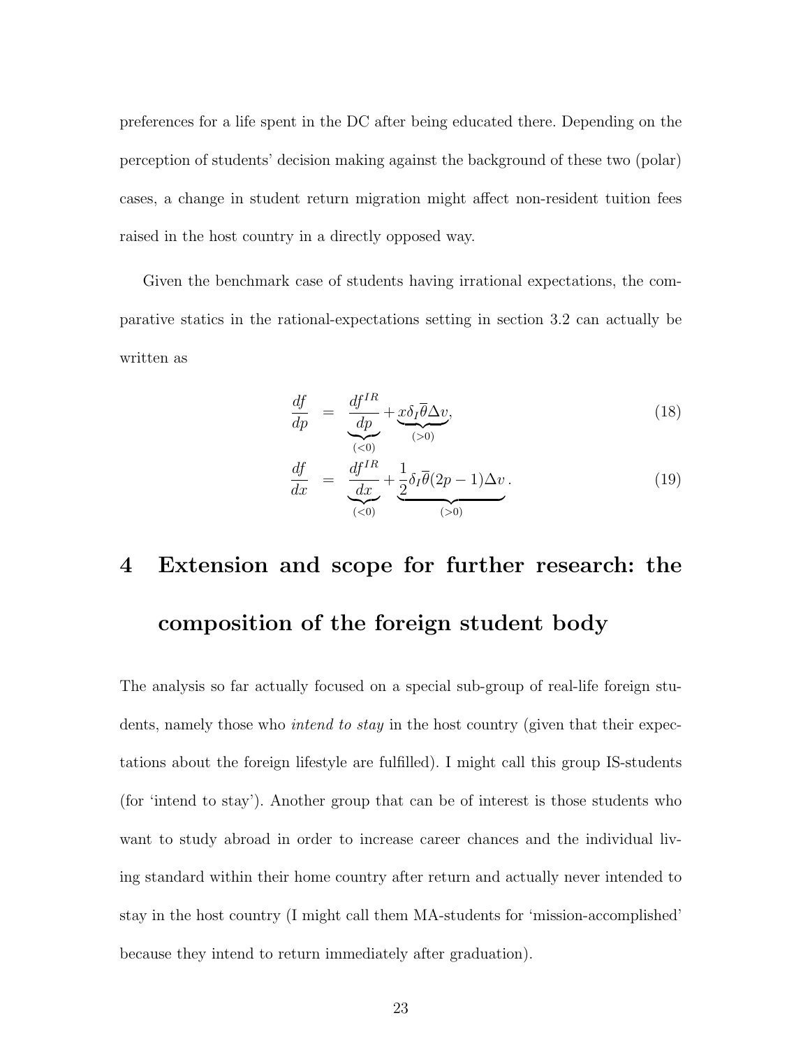preferences for a life spent in the DC after being educated there. Depending on the perception of students' decision making against the background of these two (polar) cases, a change in student return migration might affect non-resident tuition fees raised in the host country in a directly opposed way.

Given the benchmark case of students having irrational expectations, the comparative statics in the rational-expectations setting in section 3.2 can actually be written as

$$\frac{df}{dp} = \underbrace{\frac{df^{IR}}{dp}}_{(<0)} + \underbrace{x\delta_I\overline{\theta}\Delta v}_{(>0)}, \tag{18}$$

$$\frac{df}{dx} = \underbrace{\frac{df^{IR}}{dx}}_{(<0)} + \underbrace{\frac{1}{2}\delta_I\overline{\theta}(2p-1)\Delta v}_{(>0)}. \tag{19}$$

# 4 Extension and scope for further research: the composition of the foreign student body

The analysis so far actually focused on a special sub-group of real-life foreign students, namely those who *intend to stay* in the host country (given that their expectations about the foreign lifestyle are fulfilled). I might call this group IS-students (for 'intend to stay'). Another group that can be of interest is those students who want to study abroad in order to increase career chances and the individual living standard within their home country after return and actually never intended to stay in the host country (I might call them MA-students for 'mission-accomplished' because they intend to return immediately after graduation).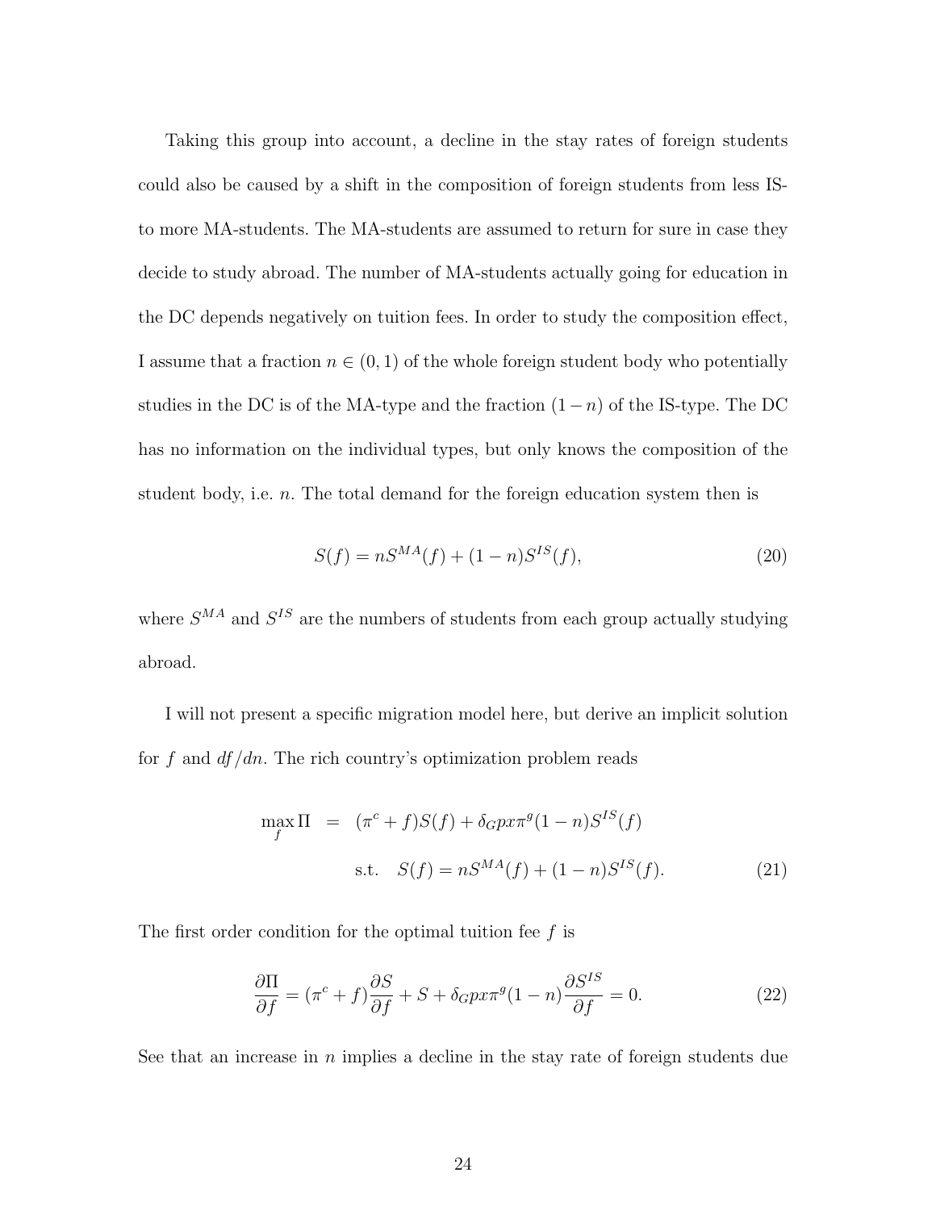Taking this group into account, a decline in the stay rates of foreign students could also be caused by a shift in the composition of foreign students from less IS- to more MA-students. The MA-students are assumed to return for sure in case they decide to study abroad. The number of MA-students actually going for education in the DC depends negatively on tuition fees. In order to study the composition effect, I assume that a fraction $n \in (0, 1)$ of the whole foreign student body who potentially studies in the DC is of the MA-type and the fraction $(1 - n)$ of the IS-type. The DC has no information on the individual types, but only knows the composition of the student body, i.e. $n$. The total demand for the foreign education system then is

$$S(f) = nS^{MA}(f) + (1 - n)S^{IS}(f), \tag{20}$$

where $S^{MA}$ and $S^{IS}$ are the numbers of students from each group actually studying abroad.

I will not present a specific migration model here, but derive an implicit solution for $f$ and $df/dn$. The rich country's optimization problem reads

$$\begin{aligned} \max_f \Pi &= (\pi^c + f)S(f) + \delta_G p x \pi^g (1 - n)S^{IS}(f) \\ &\text{s.t.} \quad S(f) = nS^{MA}(f) + (1 - n)S^{IS}(f). \end{aligned} \tag{21}$$

The first order condition for the optimal tuition fee $f$ is

$$\frac{\partial \Pi}{\partial f} = (\pi^c + f)\frac{\partial S}{\partial f} + S + \delta_G p x \pi^g (1 - n)\frac{\partial S^{IS}}{\partial f} = 0. \tag{22}$$

See that an increase in $n$ implies a decline in the stay rate of foreign students due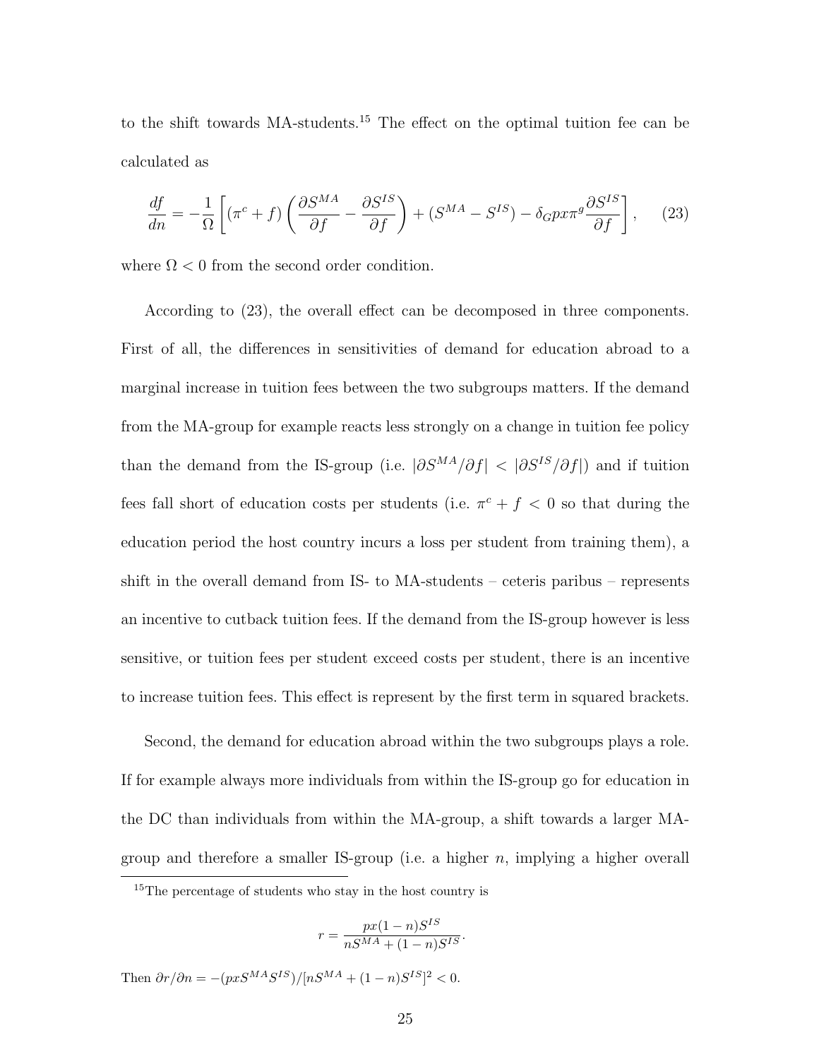to the shift towards MA-students.[15] The effect on the optimal tuition fee can be calculated as

$$\frac{df}{dn} = -\frac{1}{\Omega}\left[(\pi^c + f)\left(\frac{\partial S^{MA}}{\partial f} - \frac{\partial S^{IS}}{\partial f}\right) + (S^{MA} - S^{IS}) - \delta_G p x \pi^g \frac{\partial S^{IS}}{\partial f}\right], \quad (23)$$

where $\Omega < 0$ from the second order condition.

According to (23), the overall effect can be decomposed in three components. First of all, the differences in sensitivities of demand for education abroad to a marginal increase in tuition fees between the two subgroups matters. If the demand from the MA-group for example reacts less strongly on a change in tuition fee policy than the demand from the IS-group (i.e. $|\partial S^{MA}/\partial f| < |\partial S^{IS}/\partial f|$) and if tuition fees fall short of education costs per students (i.e. $\pi^c + f < 0$ so that during the education period the host country incurs a loss per student from training them), a shift in the overall demand from IS- to MA-students – ceteris paribus – represents an incentive to cutback tuition fees. If the demand from the IS-group however is less sensitive, or tuition fees per student exceed costs per student, there is an incentive to increase tuition fees. This effect is represent by the first term in squared brackets.

Second, the demand for education abroad within the two subgroups plays a role. If for example always more individuals from within the IS-group go for education in the DC than individuals from within the MA-group, a shift towards a larger MA-group and therefore a smaller IS-group (i.e. a higher $n$, implying a higher overall

[15] The percentage of students who stay in the host country is

$$r = \frac{px(1-n)S^{IS}}{nS^{MA} + (1-n)S^{IS}}.$$

Then $\partial r/\partial n = -(pxS^{MA}S^{IS})/[nS^{MA} + (1-n)S^{IS}]^2 < 0$.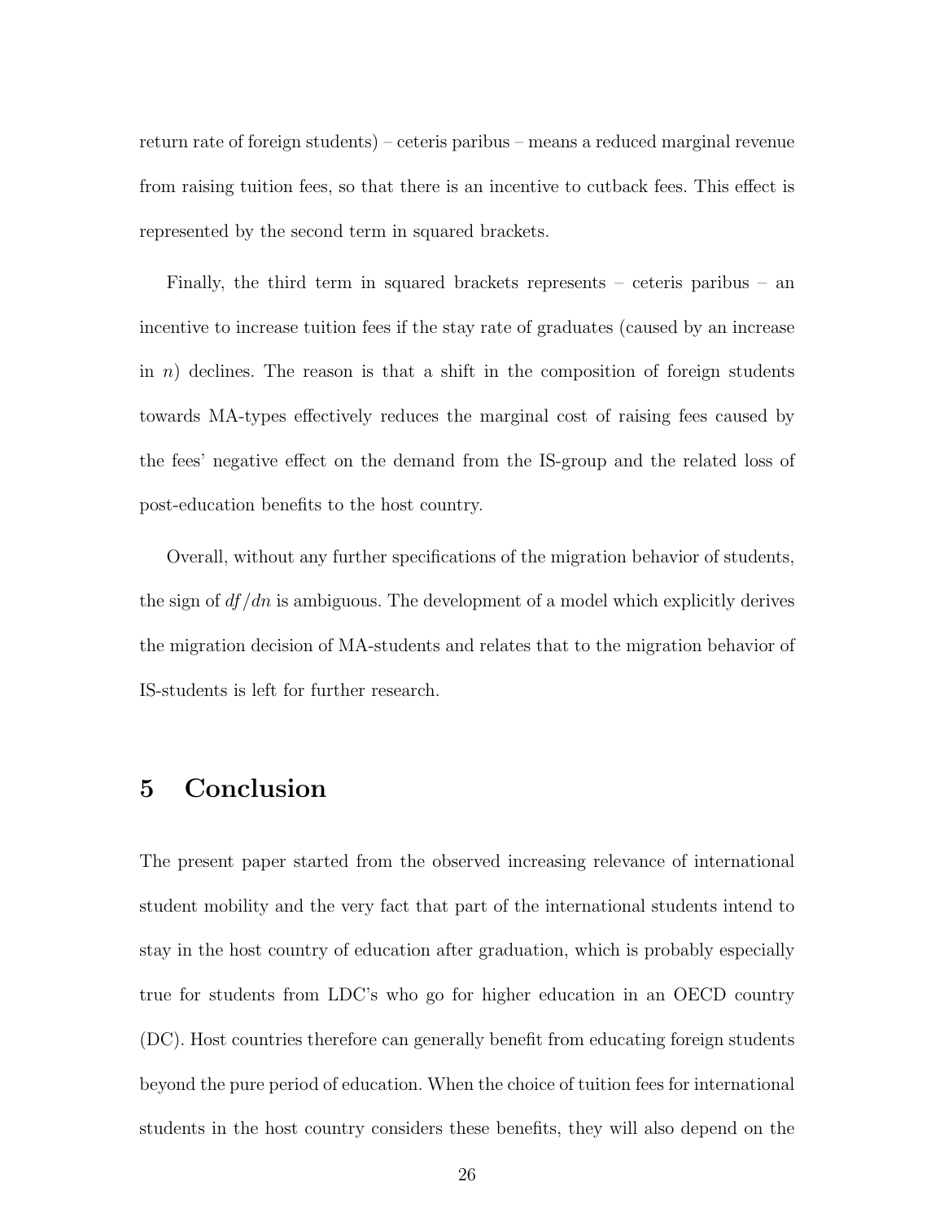return rate of foreign students) – ceteris paribus – means a reduced marginal revenue from raising tuition fees, so that there is an incentive to cutback fees. This effect is represented by the second term in squared brackets.

Finally, the third term in squared brackets represents – ceteris paribus – an incentive to increase tuition fees if the stay rate of graduates (caused by an increase in $n$) declines. The reason is that a shift in the composition of foreign students towards MA-types effectively reduces the marginal cost of raising fees caused by the fees' negative effect on the demand from the IS-group and the related loss of post-education benefits to the host country.

Overall, without any further specifications of the migration behavior of students, the sign of $df/dn$ is ambiguous. The development of a model which explicitly derives the migration decision of MA-students and relates that to the migration behavior of IS-students is left for further research.

# 5 Conclusion

The present paper started from the observed increasing relevance of international student mobility and the very fact that part of the international students intend to stay in the host country of education after graduation, which is probably especially true for students from LDC's who go for higher education in an OECD country (DC). Host countries therefore can generally benefit from educating foreign students beyond the pure period of education. When the choice of tuition fees for international students in the host country considers these benefits, they will also depend on the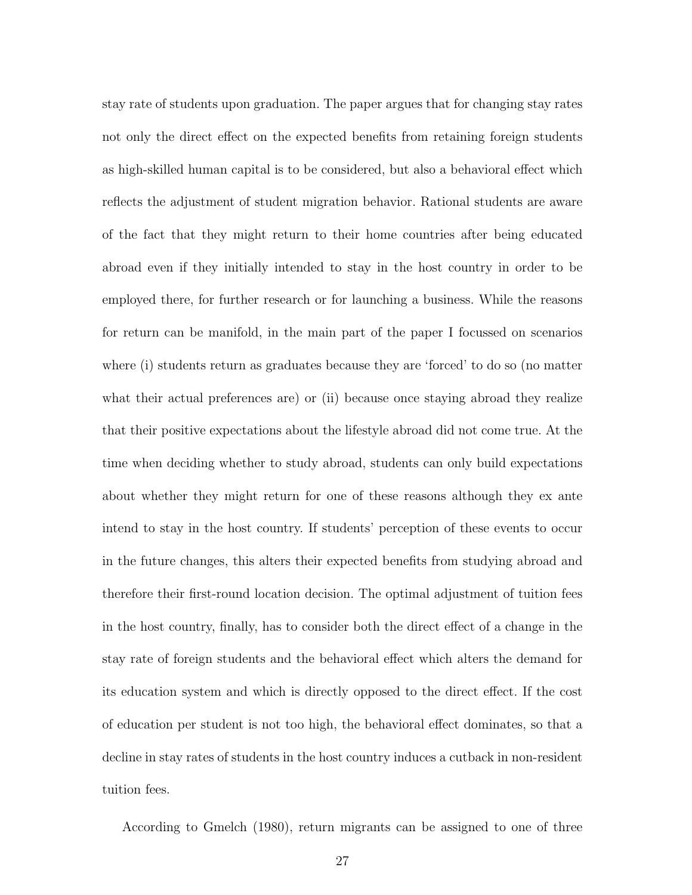stay rate of students upon graduation. The paper argues that for changing stay rates not only the direct effect on the expected benefits from retaining foreign students as high-skilled human capital is to be considered, but also a behavioral effect which reflects the adjustment of student migration behavior. Rational students are aware of the fact that they might return to their home countries after being educated abroad even if they initially intended to stay in the host country in order to be employed there, for further research or for launching a business. While the reasons for return can be manifold, in the main part of the paper I focussed on scenarios where (i) students return as graduates because they are 'forced' to do so (no matter what their actual preferences are) or (ii) because once staying abroad they realize that their positive expectations about the lifestyle abroad did not come true. At the time when deciding whether to study abroad, students can only build expectations about whether they might return for one of these reasons although they ex ante intend to stay in the host country. If students' perception of these events to occur in the future changes, this alters their expected benefits from studying abroad and therefore their first-round location decision. The optimal adjustment of tuition fees in the host country, finally, has to consider both the direct effect of a change in the stay rate of foreign students and the behavioral effect which alters the demand for its education system and which is directly opposed to the direct effect. If the cost of education per student is not too high, the behavioral effect dominates, so that a decline in stay rates of students in the host country induces a cutback in non-resident tuition fees.

According to Gmelch (1980), return migrants can be assigned to one of three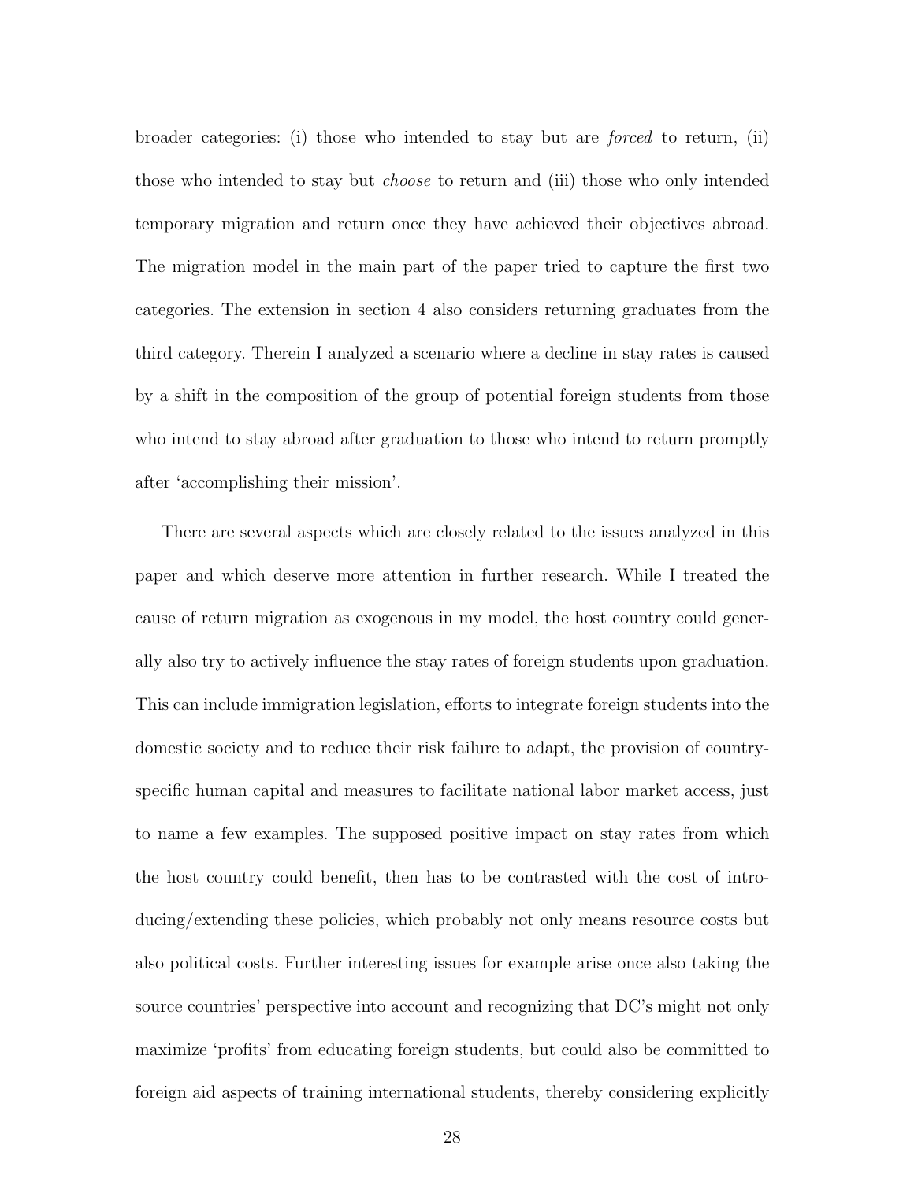broader categories: (i) those who intended to stay but are *forced* to return, (ii) those who intended to stay but *choose* to return and (iii) those who only intended temporary migration and return once they have achieved their objectives abroad. The migration model in the main part of the paper tried to capture the first two categories. The extension in section 4 also considers returning graduates from the third category. Therein I analyzed a scenario where a decline in stay rates is caused by a shift in the composition of the group of potential foreign students from those who intend to stay abroad after graduation to those who intend to return promptly after 'accomplishing their mission'.

There are several aspects which are closely related to the issues analyzed in this paper and which deserve more attention in further research. While I treated the cause of return migration as exogenous in my model, the host country could generally also try to actively influence the stay rates of foreign students upon graduation. This can include immigration legislation, efforts to integrate foreign students into the domestic society and to reduce their risk failure to adapt, the provision of country-specific human capital and measures to facilitate national labor market access, just to name a few examples. The supposed positive impact on stay rates from which the host country could benefit, then has to be contrasted with the cost of introducing/extending these policies, which probably not only means resource costs but also political costs. Further interesting issues for example arise once also taking the source countries' perspective into account and recognizing that DC's might not only maximize 'profits' from educating foreign students, but could also be committed to foreign aid aspects of training international students, thereby considering explicitly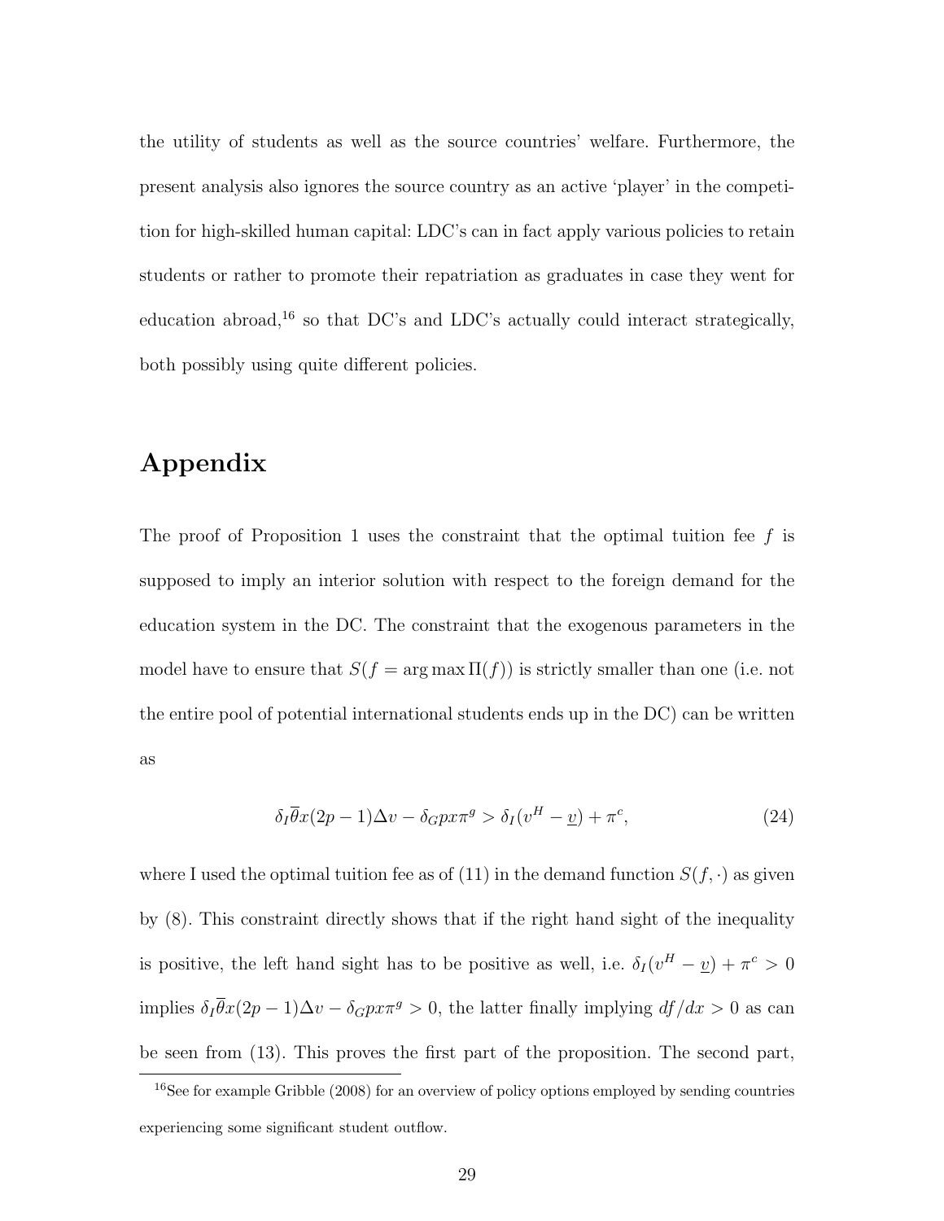the utility of students as well as the source countries' welfare. Furthermore, the present analysis also ignores the source country as an active 'player' in the competition for high-skilled human capital: LDC's can in fact apply various policies to retain students or rather to promote their repatriation as graduates in case they went for education abroad,[16] so that DC's and LDC's actually could interact strategically, both possibly using quite different policies.

## Appendix

The proof of Proposition 1 uses the constraint that the optimal tuition fee $f$ is supposed to imply an interior solution with respect to the foreign demand for the education system in the DC. The constraint that the exogenous parameters in the model have to ensure that $S(f = \arg\max \Pi(f))$ is strictly smaller than one (i.e. not the entire pool of potential international students ends up in the DC) can be written as

$$\delta_I \overline{\theta} x (2p - 1)\Delta v - \delta_G p x \pi^g > \delta_I (v^H - \underline{v}) + \pi^c, \tag{24}$$

where I used the optimal tuition fee as of (11) in the demand function $S(f, \cdot)$ as given by (8). This constraint directly shows that if the right hand sight of the inequality is positive, the left hand sight has to be positive as well, i.e. $\delta_I (v^H - \underline{v}) + \pi^c > 0$ implies $\delta_I \overline{\theta} x (2p - 1)\Delta v - \delta_G p x \pi^g > 0$, the latter finally implying $df/dx > 0$ as can be seen from (13). This proves the first part of the proposition. The second part,

[16] See for example Gribble (2008) for an overview of policy options employed by sending countries experiencing some significant student outflow.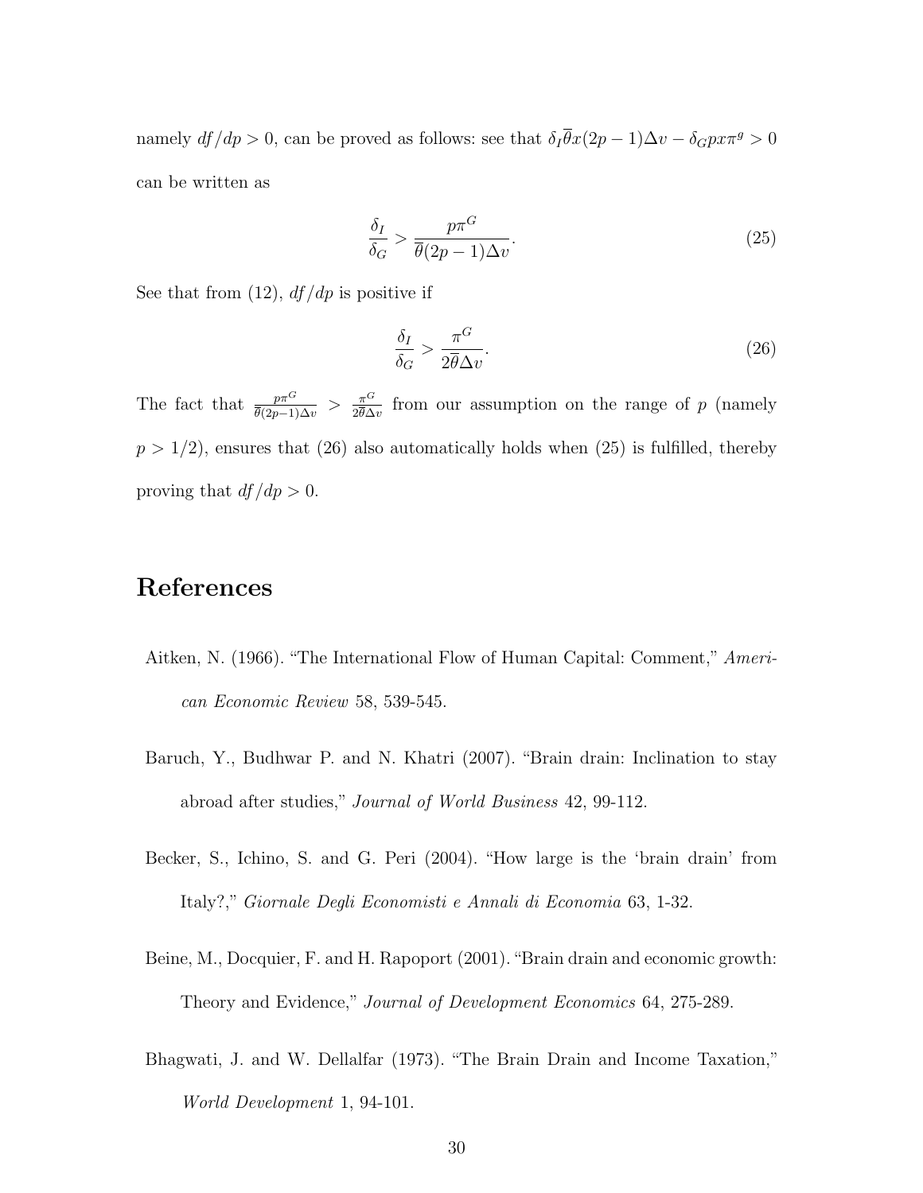namely $df/dp > 0$, can be proved as follows: see that $\delta_I \overline{\theta} x(2p-1)\Delta v - \delta_G p x \pi^g > 0$ can be written as

$$\frac{\delta_I}{\delta_G} > \frac{p\pi^G}{\overline{\theta}(2p-1)\Delta v}. \tag{25}$$

See that from (12), $df/dp$ is positive if

$$\frac{\delta_I}{\delta_G} > \frac{\pi^G}{2\overline{\theta}\Delta v}. \tag{26}$$

The fact that $\frac{p\pi^G}{\overline{\theta}(2p-1)\Delta v} > \frac{\pi^G}{2\overline{\theta}\Delta v}$ from our assumption on the range of $p$ (namely $p > 1/2$), ensures that (26) also automatically holds when (25) is fulfilled, thereby proving that $df/dp > 0$.

# References

Aitken, N. (1966). "The International Flow of Human Capital: Comment," *American Economic Review* 58, 539-545.

Baruch, Y., Budhwar P. and N. Khatri (2007). "Brain drain: Inclination to stay abroad after studies," *Journal of World Business* 42, 99-112.

Becker, S., Ichino, S. and G. Peri (2004). "How large is the 'brain drain' from Italy?," *Giornale Degli Economisti e Annali di Economia* 63, 1-32.

Beine, M., Docquier, F. and H. Rapoport (2001). "Brain drain and economic growth: Theory and Evidence," *Journal of Development Economics* 64, 275-289.

Bhagwati, J. and W. Dellalfar (1973). "The Brain Drain and Income Taxation," *World Development* 1, 94-101.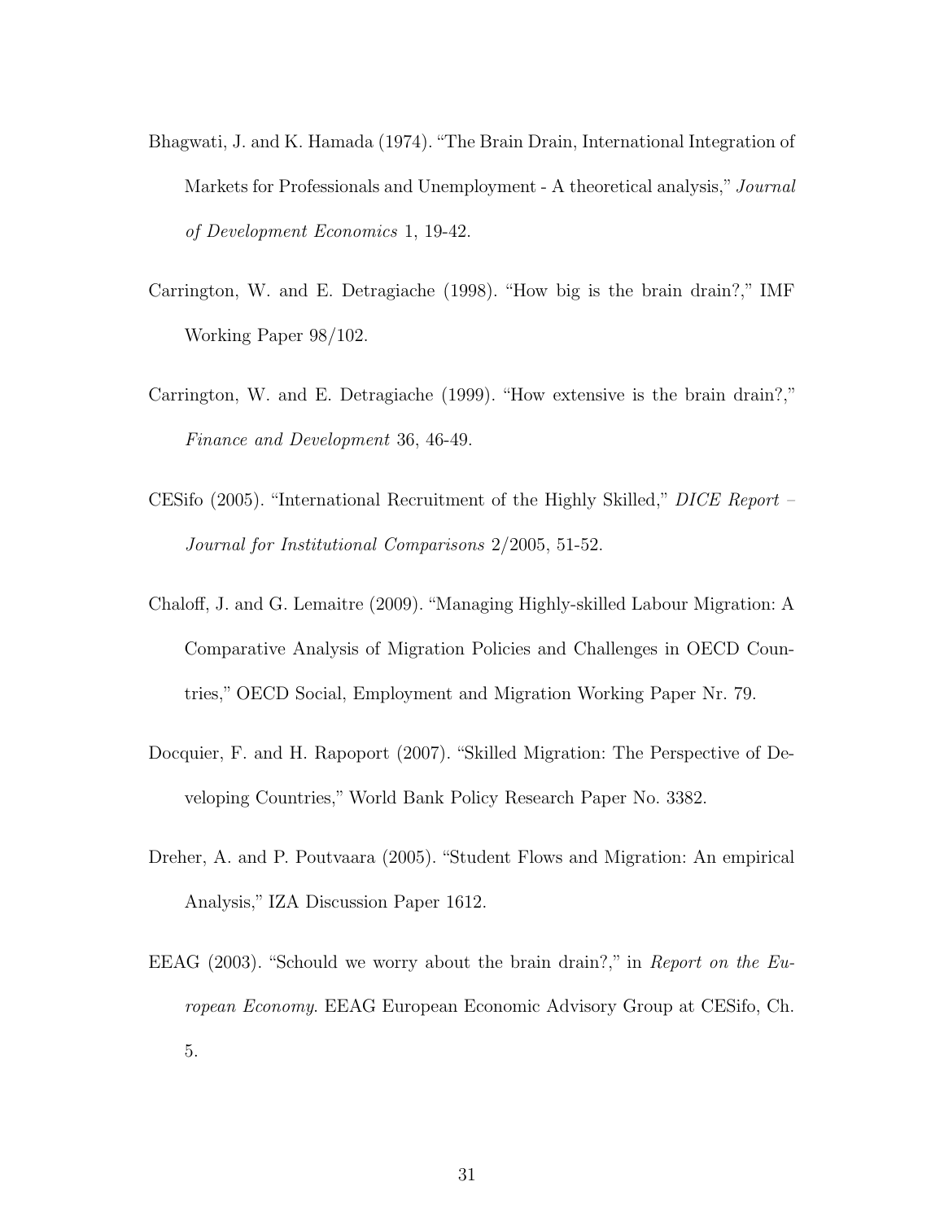Bhagwati, J. and K. Hamada (1974). "The Brain Drain, International Integration of Markets for Professionals and Unemployment - A theoretical analysis," *Journal of Development Economics* 1, 19-42.

Carrington, W. and E. Detragiache (1998). "How big is the brain drain?," IMF Working Paper 98/102.

Carrington, W. and E. Detragiache (1999). "How extensive is the brain drain?," *Finance and Development* 36, 46-49.

CESifo (2005). "International Recruitment of the Highly Skilled," *DICE Report – Journal for Institutional Comparisons* 2/2005, 51-52.

Chaloff, J. and G. Lemaitre (2009). "Managing Highly-skilled Labour Migration: A Comparative Analysis of Migration Policies and Challenges in OECD Countries," OECD Social, Employment and Migration Working Paper Nr. 79.

Docquier, F. and H. Rapoport (2007). "Skilled Migration: The Perspective of Developing Countries," World Bank Policy Research Paper No. 3382.

Dreher, A. and P. Poutvaara (2005). "Student Flows and Migration: An empirical Analysis," IZA Discussion Paper 1612.

EEAG (2003). "Schould we worry about the brain drain?," in *Report on the European Economy*. EEAG European Economic Advisory Group at CESifo, Ch. 5.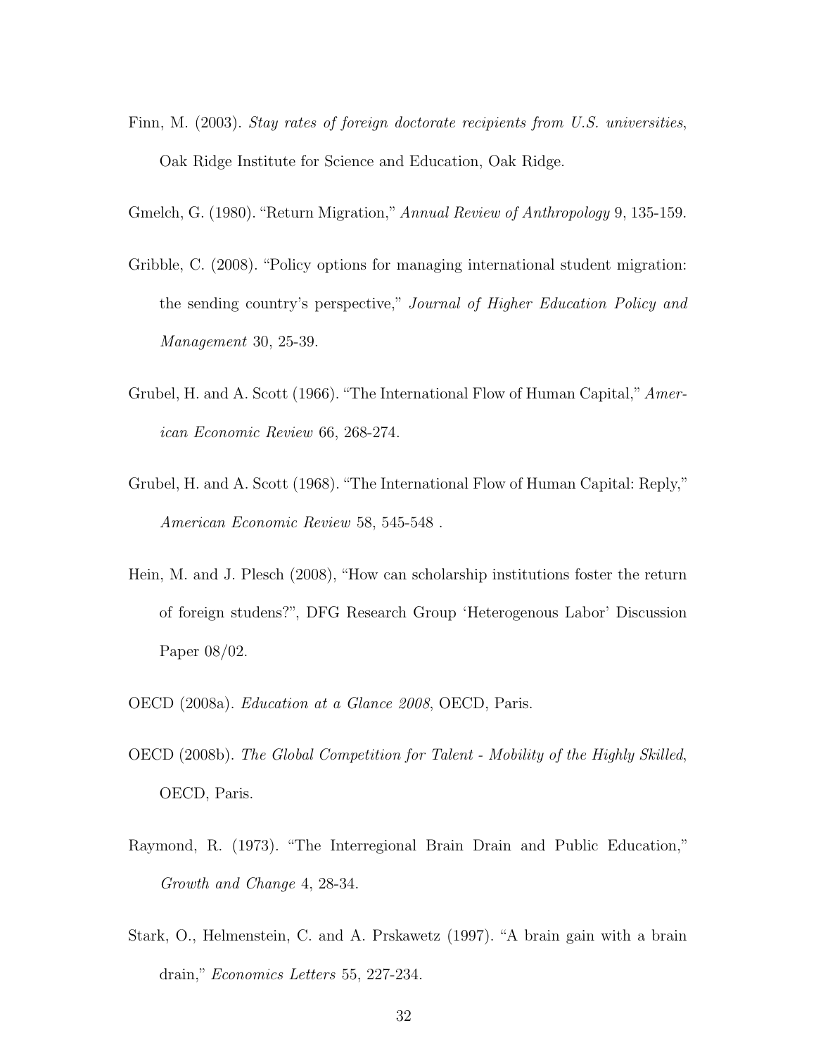Finn, M. (2003). *Stay rates of foreign doctorate recipients from U.S. universities*, Oak Ridge Institute for Science and Education, Oak Ridge.

Gmelch, G. (1980). "Return Migration," *Annual Review of Anthropology* 9, 135-159.

Gribble, C. (2008). "Policy options for managing international student migration: the sending country's perspective," *Journal of Higher Education Policy and Management* 30, 25-39.

Grubel, H. and A. Scott (1966). "The International Flow of Human Capital," *American Economic Review* 66, 268-274.

Grubel, H. and A. Scott (1968). "The International Flow of Human Capital: Reply," *American Economic Review* 58, 545-548 .

Hein, M. and J. Plesch (2008), "How can scholarship institutions foster the return of foreign studens?", DFG Research Group 'Heterogenous Labor' Discussion Paper 08/02.

OECD (2008a). *Education at a Glance 2008*, OECD, Paris.

OECD (2008b). *The Global Competition for Talent - Mobility of the Highly Skilled*, OECD, Paris.

Raymond, R. (1973). "The Interregional Brain Drain and Public Education," *Growth and Change* 4, 28-34.

Stark, O., Helmenstein, C. and A. Prskawetz (1997). "A brain gain with a brain drain," *Economics Letters* 55, 227-234.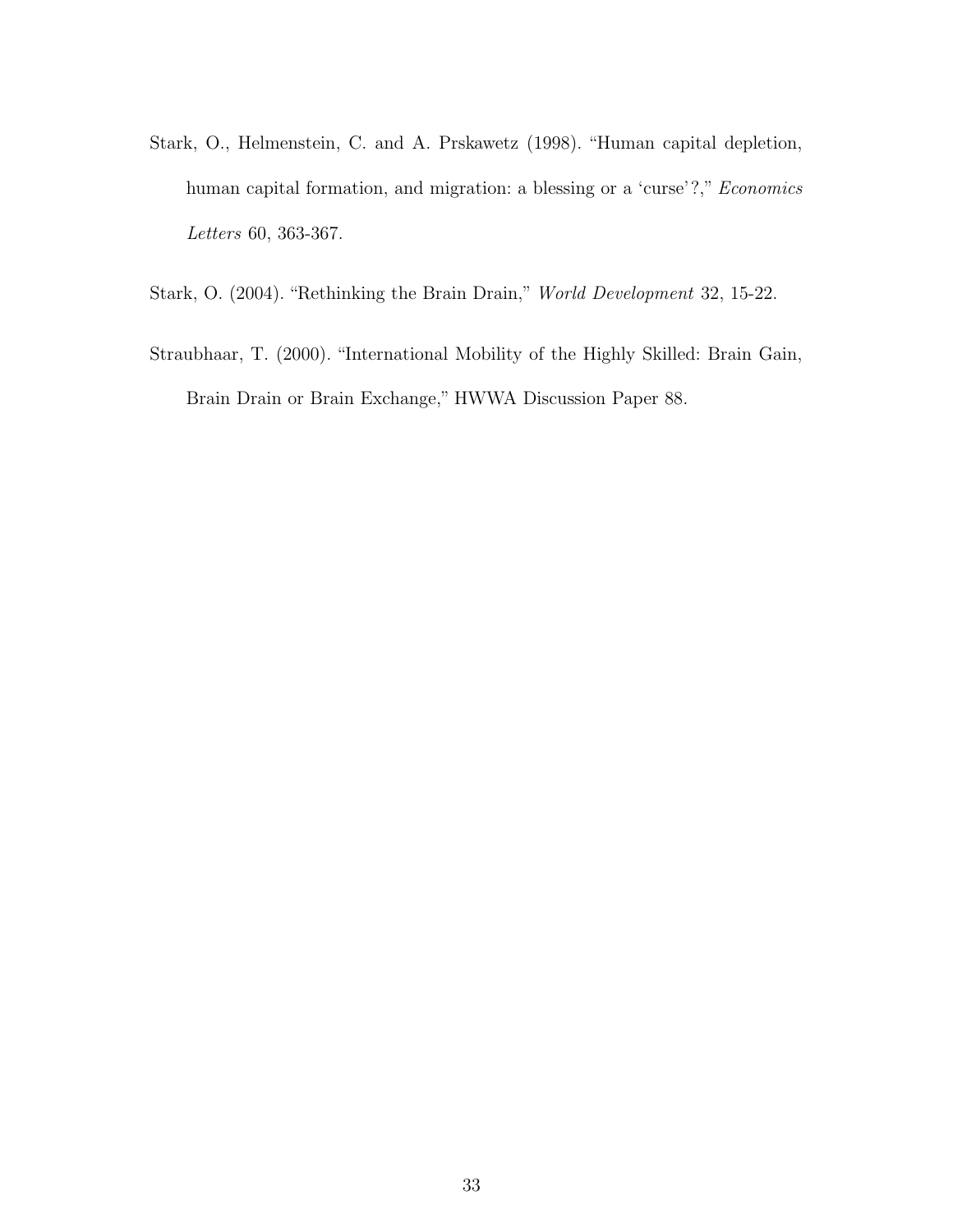Stark, O., Helmenstein, C. and A. Prskawetz (1998). "Human capital depletion, human capital formation, and migration: a blessing or a 'curse'?," *Economics Letters* 60, 363-367.

Stark, O. (2004). "Rethinking the Brain Drain," *World Development* 32, 15-22.

Straubhaar, T. (2000). "International Mobility of the Highly Skilled: Brain Gain, Brain Drain or Brain Exchange," HWWA Discussion Paper 88.